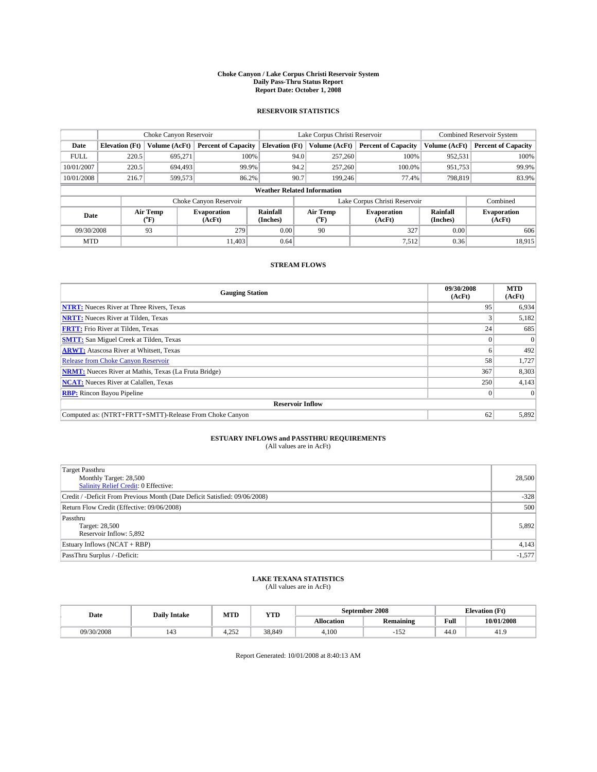# Choke Canyon / Lake Corpus Christi Reservoir System
## Daily Pass-Thru Status Report
## Report Date: October 1, 2008

### RESERVOIR STATISTICS

| | Choke Canyon Reservoir | | | Lake Corpus Christi Reservoir | | | Combined Reservoir System | |
|---|---|---|---|---|---|---|---|---|
| Date | Elevation (Ft) | Volume (AcFt) | Percent of Capacity | Elevation (Ft) | Volume (AcFt) | Percent of Capacity | Volume (AcFt) | Percent of Capacity |
| FULL | 220.5 | 695,271 | 100% | 94.0 | 257,260 | 100% | 952,531 | 100% |
| 10/01/2007 | 220.5 | 694,493 | 99.9% | 94.2 | 257,260 | 100.0% | 951,753 | 99.9% |
| 10/01/2008 | 216.7 | 599,573 | 86.2% | 90.7 | 199,246 | 77.4% | 798,819 | 83.9% |

**Weather Related Information**

| | Choke Canyon Reservoir | | | Lake Corpus Christi Reservoir | | | Combined |
|---|---|---|---|---|---|---|---|
| Date | Air Temp (°F) | Evaporation (AcFt) | Rainfall (Inches) | Air Temp (°F) | Evaporation (AcFt) | Rainfall (Inches) | Evaporation (AcFt) |
| 09/30/2008 | 93 | 279 | 0.00 | 90 | 327 | 0.00 | 606 |
| MTD | | 11,403 | 0.64 | | 7,512 | 0.36 | 18,915 |

### STREAM FLOWS

| Gauging Station | 09/30/2008 (AcFt) | MTD (AcFt) |
|---|---|---|
| NTRT: Nueces River at Three Rivers, Texas | 95 | 6,934 |
| NRTT: Nueces River at Tilden, Texas | 3 | 5,182 |
| FRTT: Frio River at Tilden, Texas | 24 | 685 |
| SMTT: San Miguel Creek at Tilden, Texas | 0 | 0 |
| ARWT: Atascosa River at Whitsett, Texas | 6 | 492 |
| Release from Choke Canyon Reservoir | 58 | 1,727 |
| NRMT: Nueces River at Mathis, Texas (La Fruta Bridge) | 367 | 8,303 |
| NCAT: Nueces River at Calallen, Texas | 250 | 4,143 |
| RBP: Rincon Bayou Pipeline | 0 | 0 |
| **Reservoir Inflow** | | |
| Computed as: (NTRT+FRTT+SMTT)-Release From Choke Canyon | 62 | 5,892 |

### ESTUARY INFLOWS and PASSTHRU REQUIREMENTS
(All values are in AcFt)

| | |
|---|---|
| Target Passthru<br>Monthly Target: 28,500<br>Salinity Relief Credit: 0 Effective: | 28,500 |
| Credit / -Deficit From Previous Month (Date Deficit Satisfied: 09/06/2008) | -328 |
| Return Flow Credit (Effective: 09/06/2008) | 500 |
| Passthru<br>Target: 28,500<br>Reservoir Inflow: 5,892 | 5,892 |
| Estuary Inflows (NCAT + RBP) | 4,143 |
| PassThru Surplus / -Deficit: | -1,577 |

### LAKE TEXANA STATISTICS
(All values are in AcFt)

| Date | Daily Intake | MTD | YTD | September 2008 | | Elevation (Ft) | |
|---|---|---|---|---|---|---|---|
| | | | | Allocation | Remaining | Full | 10/01/2008 |
| 09/30/2008 | 143 | 4,252 | 38,849 | 4,100 | -152 | 44.0 | 41.9 |

Report Generated: 10/01/2008 at 8:40:13 AM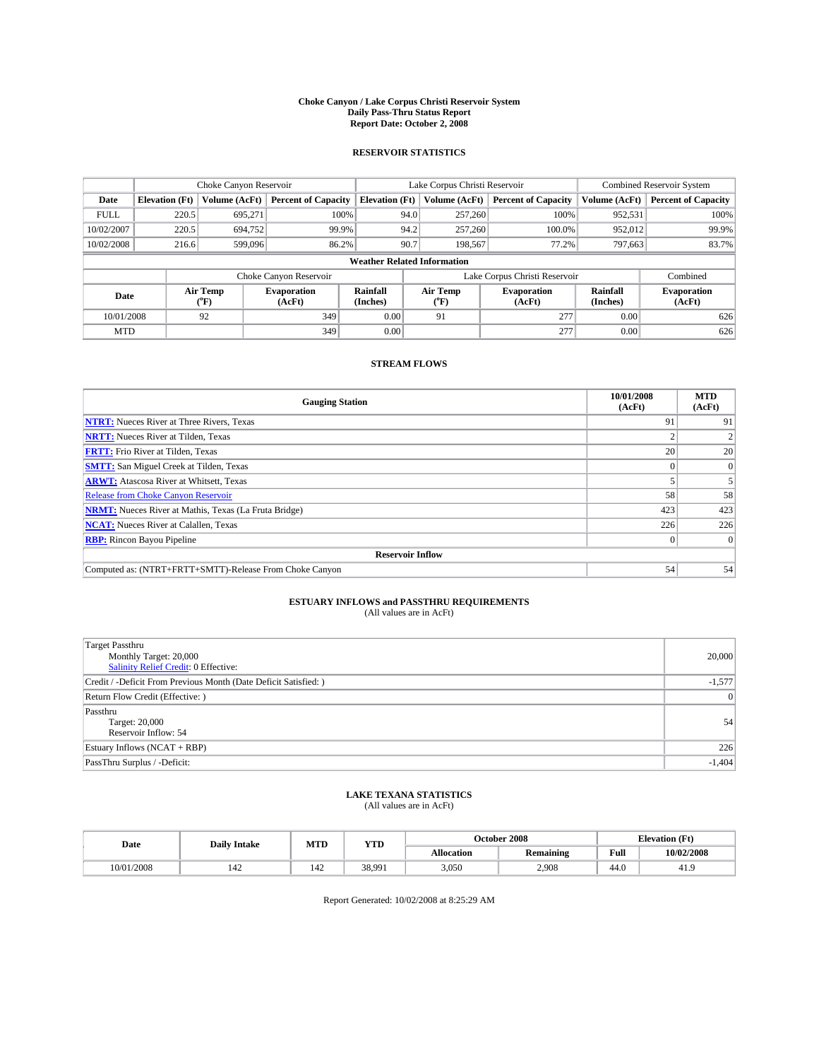# Choke Canyon / Lake Corpus Christi Reservoir System
## Daily Pass-Thru Status Report
## Report Date: October 2, 2008

### RESERVOIR STATISTICS

| | Choke Canyon Reservoir | | | Lake Corpus Christi Reservoir | | | Combined Reservoir System | |
|---|---|---|---|---|---|---|---|---|
| Date | Elevation (Ft) | Volume (AcFt) | Percent of Capacity | Elevation (Ft) | Volume (AcFt) | Percent of Capacity | Volume (AcFt) | Percent of Capacity |
| FULL | 220.5 | 695,271 | 100% | 94.0 | 257,260 | 100% | 952,531 | 100% |
| 10/02/2007 | 220.5 | 694,752 | 99.9% | 94.2 | 257,260 | 100.0% | 952,012 | 99.9% |
| 10/02/2008 | 216.6 | 599,096 | 86.2% | 90.7 | 198,567 | 77.2% | 797,663 | 83.7% |

**Weather Related Information**

| | Choke Canyon Reservoir | | | Lake Corpus Christi Reservoir | | | Combined |
|---|---|---|---|---|---|---|---|
| Date | Air Temp (°F) | Evaporation (AcFt) | Rainfall (Inches) | Air Temp (°F) | Evaporation (AcFt) | Rainfall (Inches) | Evaporation (AcFt) |
| 10/01/2008 | 92 | 349 | 0.00 | 91 | 277 | 0.00 | 626 |
| MTD | | 349 | 0.00 | | 277 | 0.00 | 626 |

### STREAM FLOWS

| Gauging Station | 10/01/2008 (AcFt) | MTD (AcFt) |
|---|---|---|
| **NTRT:** Nueces River at Three Rivers, Texas | 91 | 91 |
| **NRTT:** Nueces River at Tilden, Texas | 2 | 2 |
| **FRTT:** Frio River at Tilden, Texas | 20 | 20 |
| **SMTT:** San Miguel Creek at Tilden, Texas | 0 | 0 |
| **ARWT:** Atascosa River at Whitsett, Texas | 5 | 5 |
| Release from Choke Canyon Reservoir | 58 | 58 |
| **NRMT:** Nueces River at Mathis, Texas (La Fruta Bridge) | 423 | 423 |
| **NCAT:** Nueces River at Calallen, Texas | 226 | 226 |
| **RBP:** Rincon Bayou Pipeline | 0 | 0 |
| **Reservoir Inflow** | | |
| Computed as: (NTRT+FRTT+SMTT)-Release From Choke Canyon | 54 | 54 |

### ESTUARY INFLOWS and PASSTHRU REQUIREMENTS
(All values are in AcFt)

| | |
|---|---|
| Target Passthru<br>Monthly Target: 20,000<br>Salinity Relief Credit: 0 Effective: | 20,000 |
| Credit / -Deficit From Previous Month (Date Deficit Satisfied: ) | -1,577 |
| Return Flow Credit (Effective: ) | 0 |
| Passthru<br>Target: 20,000<br>Reservoir Inflow: 54 | 54 |
| Estuary Inflows (NCAT + RBP) | 226 |
| PassThru Surplus / -Deficit: | -1,404 |

### LAKE TEXANA STATISTICS
(All values are in AcFt)

| Date | Daily Intake | MTD | YTD | October 2008 | | Elevation (Ft) | |
|---|---|---|---|---|---|---|---|
| | | | | Allocation | Remaining | Full | 10/02/2008 |
| 10/01/2008 | 142 | 142 | 38,991 | 3,050 | 2,908 | 44.0 | 41.9 |

Report Generated: 10/02/2008 at 8:25:29 AM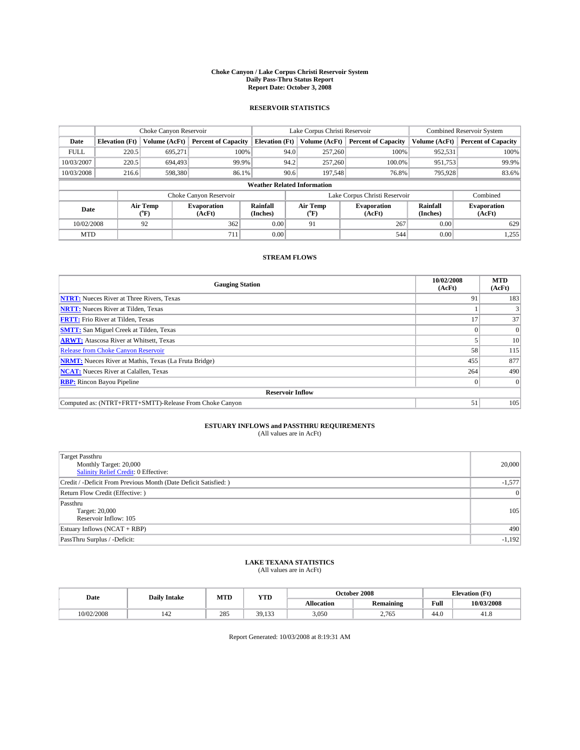# Choke Canyon / Lake Corpus Christi Reservoir System
## Daily Pass-Thru Status Report
## Report Date: October 3, 2008

### RESERVOIR STATISTICS

| | Choke Canyon Reservoir | | | Lake Corpus Christi Reservoir | | | Combined Reservoir System | |
|---|---|---|---|---|---|---|---|---|
| Date | Elevation (Ft) | Volume (AcFt) | Percent of Capacity | Elevation (Ft) | Volume (AcFt) | Percent of Capacity | Volume (AcFt) | Percent of Capacity |
| FULL | 220.5 | 695,271 | 100% | 94.0 | 257,260 | 100% | 952,531 | 100% |
| 10/03/2007 | 220.5 | 694,493 | 99.9% | 94.2 | 257,260 | 100.0% | 951,753 | 99.9% |
| 10/03/2008 | 216.6 | 598,380 | 86.1% | 90.6 | 197,548 | 76.8% | 795,928 | 83.6% |

**Weather Related Information**

| | Choke Canyon Reservoir | | | Lake Corpus Christi Reservoir | | | Combined |
|---|---|---|---|---|---|---|---|
| Date | Air Temp (°F) | Evaporation (AcFt) | Rainfall (Inches) | Air Temp (°F) | Evaporation (AcFt) | Rainfall (Inches) | Evaporation (AcFt) |
| 10/02/2008 | 92 | 362 | 0.00 | 91 | 267 | 0.00 | 629 |
| MTD | | 711 | 0.00 | | 544 | 0.00 | 1,255 |

### STREAM FLOWS

| Gauging Station | 10/02/2008 (AcFt) | MTD (AcFt) |
|---|---|---|
| **NTRT:** Nueces River at Three Rivers, Texas | 91 | 183 |
| **NRTT:** Nueces River at Tilden, Texas | 1 | 3 |
| **FRTT:** Frio River at Tilden, Texas | 17 | 37 |
| **SMTT:** San Miguel Creek at Tilden, Texas | 0 | 0 |
| **ARWT:** Atascosa River at Whitsett, Texas | 5 | 10 |
| Release from Choke Canyon Reservoir | 58 | 115 |
| **NRMT:** Nueces River at Mathis, Texas (La Fruta Bridge) | 455 | 877 |
| **NCAT:** Nueces River at Calallen, Texas | 264 | 490 |
| **RBP:** Rincon Bayou Pipeline | 0 | 0 |
| **Reservoir Inflow** | | |
| Computed as: (NTRT+FRTT+SMTT)-Release From Choke Canyon | 51 | 105 |

### ESTUARY INFLOWS and PASSTHRU REQUIREMENTS
(All values are in AcFt)

| | |
|---|---|
| Target Passthru<br>Monthly Target: 20,000<br>Salinity Relief Credit: 0 Effective: | 20,000 |
| Credit / -Deficit From Previous Month (Date Deficit Satisfied: ) | -1,577 |
| Return Flow Credit (Effective: ) | 0 |
| Passthru<br>Target: 20,000<br>Reservoir Inflow: 105 | 105 |
| Estuary Inflows (NCAT + RBP) | 490 |
| PassThru Surplus / -Deficit: | -1,192 |

### LAKE TEXANA STATISTICS
(All values are in AcFt)

| Date | Daily Intake | MTD | YTD | October 2008 | | Elevation (Ft) | |
|---|---|---|---|---|---|---|---|
| | | | | Allocation | Remaining | Full | 10/03/2008 |
| 10/02/2008 | 142 | 285 | 39,133 | 3,050 | 2,765 | 44.0 | 41.8 |

Report Generated: 10/03/2008 at 8:19:31 AM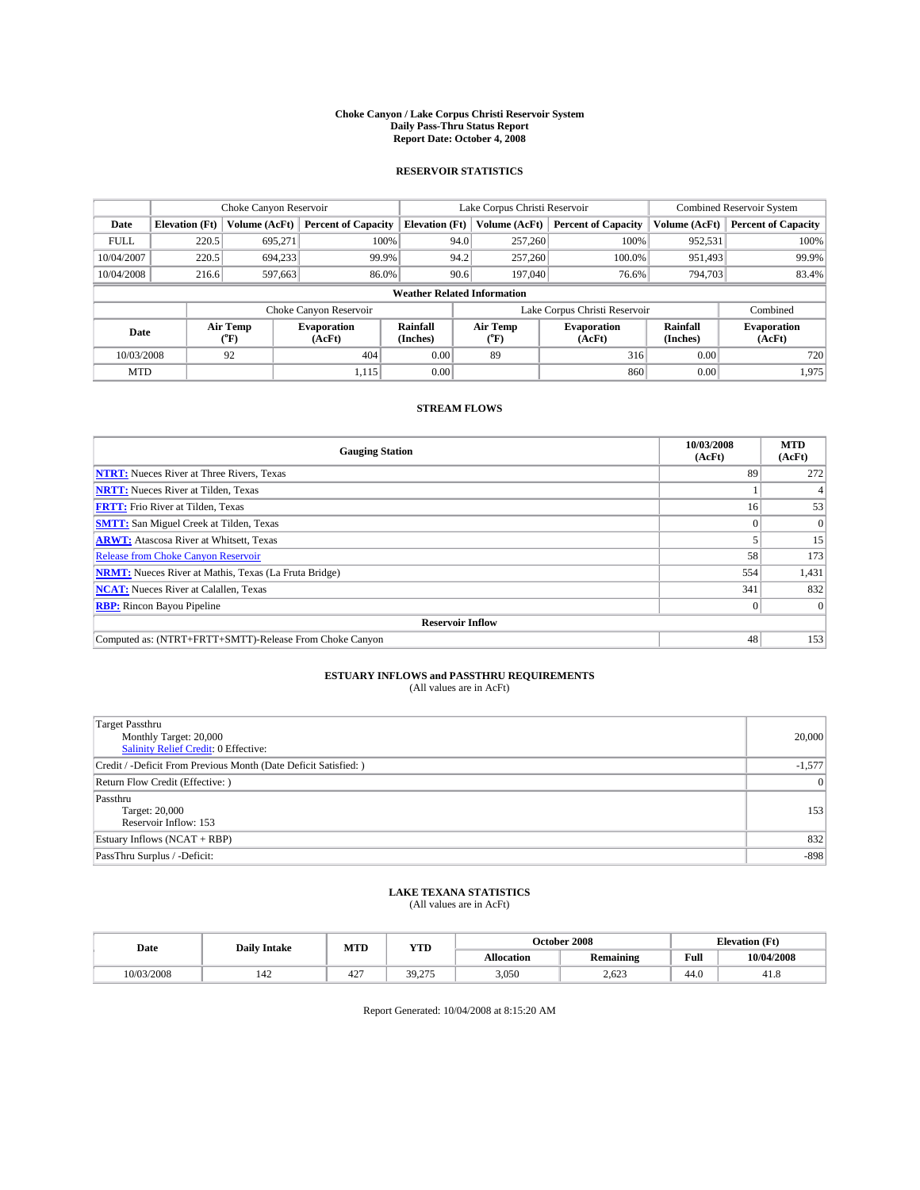# Choke Canyon / Lake Corpus Christi Reservoir System
## Daily Pass-Thru Status Report
### Report Date: October 4, 2008

## RESERVOIR STATISTICS

| | Choke Canyon Reservoir | | | Lake Corpus Christi Reservoir | | | Combined Reservoir System | |
|---|---|---|---|---|---|---|---|---|
| Date | Elevation (Ft) | Volume (AcFt) | Percent of Capacity | Elevation (Ft) | Volume (AcFt) | Percent of Capacity | Volume (AcFt) | Percent of Capacity |
| FULL | 220.5 | 695,271 | 100% | 94.0 | 257,260 | 100% | 952,531 | 100% |
| 10/04/2007 | 220.5 | 694,233 | 99.9% | 94.2 | 257,260 | 100.0% | 951,493 | 99.9% |
| 10/04/2008 | 216.6 | 597,663 | 86.0% | 90.6 | 197,040 | 76.6% | 794,703 | 83.4% |

**Weather Related Information**

| | Choke Canyon Reservoir | | | Lake Corpus Christi Reservoir | | | Combined |
|---|---|---|---|---|---|---|---|
| Date | Air Temp (°F) | Evaporation (AcFt) | Rainfall (Inches) | Air Temp (°F) | Evaporation (AcFt) | Rainfall (Inches) | Evaporation (AcFt) |
| 10/03/2008 | 92 | 404 | 0.00 | 89 | 316 | 0.00 | 720 |
| MTD | | 1,115 | 0.00 | | 860 | 0.00 | 1,975 |

## STREAM FLOWS

| Gauging Station | 10/03/2008 (AcFt) | MTD (AcFt) |
|---|---|---|
| **NTRT:** Nueces River at Three Rivers, Texas | 89 | 272 |
| **NRTT:** Nueces River at Tilden, Texas | 1 | 4 |
| **FRTT:** Frio River at Tilden, Texas | 16 | 53 |
| **SMTT:** San Miguel Creek at Tilden, Texas | 0 | 0 |
| **ARWT:** Atascosa River at Whitsett, Texas | 5 | 15 |
| Release from Choke Canyon Reservoir | 58 | 173 |
| **NRMT:** Nueces River at Mathis, Texas (La Fruta Bridge) | 554 | 1,431 |
| **NCAT:** Nueces River at Calallen, Texas | 341 | 832 |
| **RBP:** Rincon Bayou Pipeline | 0 | 0 |
| **Reservoir Inflow** | | |
| Computed as: (NTRT+FRTT+SMTT)-Release From Choke Canyon | 48 | 153 |

## ESTUARY INFLOWS and PASSTHRU REQUIREMENTS
(All values are in AcFt)

| | |
|---|---|
| Target Passthru<br>Monthly Target: 20,000<br>Salinity Relief Credit: 0 Effective: | 20,000 |
| Credit / -Deficit From Previous Month (Date Deficit Satisfied: ) | -1,577 |
| Return Flow Credit (Effective: ) | 0 |
| Passthru<br>Target: 20,000<br>Reservoir Inflow: 153 | 153 |
| Estuary Inflows (NCAT + RBP) | 832 |
| PassThru Surplus / -Deficit: | -898 |

## LAKE TEXANA STATISTICS
(All values are in AcFt)

| Date | Daily Intake | MTD | YTD | October 2008 | | Elevation (Ft) | |
|---|---|---|---|---|---|---|---|
| | | | | Allocation | Remaining | Full | 10/04/2008 |
| 10/03/2008 | 142 | 427 | 39,275 | 3,050 | 2,623 | 44.0 | 41.8 |

Report Generated: 10/04/2008 at 8:15:20 AM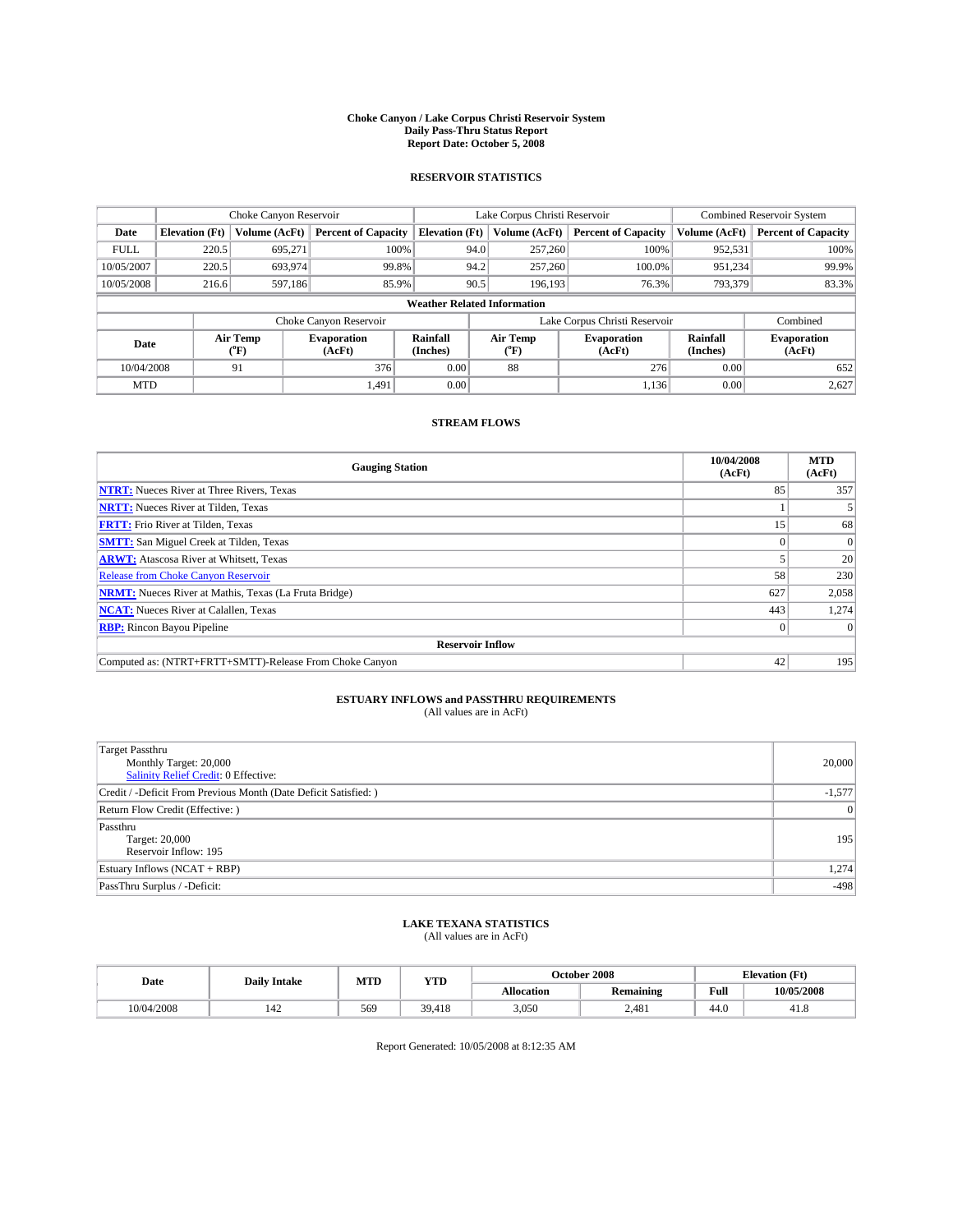# Choke Canyon / Lake Corpus Christi Reservoir System
## Daily Pass-Thru Status Report
## Report Date: October 5, 2008

### RESERVOIR STATISTICS

| | Choke Canyon Reservoir | | | Lake Corpus Christi Reservoir | | | Combined Reservoir System | |
|---|---|---|---|---|---|---|---|---|
| Date | Elevation (Ft) | Volume (AcFt) | Percent of Capacity | Elevation (Ft) | Volume (AcFt) | Percent of Capacity | Volume (AcFt) | Percent of Capacity |
| FULL | 220.5 | 695,271 | 100% | 94.0 | 257,260 | 100% | 952,531 | 100% |
| 10/05/2007 | 220.5 | 693,974 | 99.8% | 94.2 | 257,260 | 100.0% | 951,234 | 99.9% |
| 10/05/2008 | 216.6 | 597,186 | 85.9% | 90.5 | 196,193 | 76.3% | 793,379 | 83.3% |

**Weather Related Information**

| | Choke Canyon Reservoir | | | Lake Corpus Christi Reservoir | | | Combined |
|---|---|---|---|---|---|---|---|
| Date | Air Temp (°F) | Evaporation (AcFt) | Rainfall (Inches) | Air Temp (°F) | Evaporation (AcFt) | Rainfall (Inches) | Evaporation (AcFt) |
| 10/04/2008 | 91 | 376 | 0.00 | 88 | 276 | 0.00 | 652 |
| MTD | | 1,491 | 0.00 | | 1,136 | 0.00 | 2,627 |

### STREAM FLOWS

| Gauging Station | 10/04/2008 (AcFt) | MTD (AcFt) |
|---|---|---|
| **NTRT:** Nueces River at Three Rivers, Texas | 85 | 357 |
| **NRTT:** Nueces River at Tilden, Texas | 1 | 5 |
| **FRTT:** Frio River at Tilden, Texas | 15 | 68 |
| **SMTT:** San Miguel Creek at Tilden, Texas | 0 | 0 |
| **ARWT:** Atascosa River at Whitsett, Texas | 5 | 20 |
| Release from Choke Canyon Reservoir | 58 | 230 |
| **NRMT:** Nueces River at Mathis, Texas (La Fruta Bridge) | 627 | 2,058 |
| **NCAT:** Nueces River at Calallen, Texas | 443 | 1,274 |
| **RBP:** Rincon Bayou Pipeline | 0 | 0 |
| **Reservoir Inflow** | | |
| Computed as: (NTRT+FRTT+SMTT)-Release From Choke Canyon | 42 | 195 |

### ESTUARY INFLOWS and PASSTHRU REQUIREMENTS
(All values are in AcFt)

| | |
|---|---|
| Target Passthru<br>Monthly Target: 20,000<br>Salinity Relief Credit: 0 Effective: | 20,000 |
| Credit / -Deficit From Previous Month (Date Deficit Satisfied: ) | -1,577 |
| Return Flow Credit (Effective: ) | 0 |
| Passthru<br>Target: 20,000<br>Reservoir Inflow: 195 | 195 |
| Estuary Inflows (NCAT + RBP) | 1,274 |
| PassThru Surplus / -Deficit: | -498 |

### LAKE TEXANA STATISTICS
(All values are in AcFt)

| Date | Daily Intake | MTD | YTD | October 2008 | | Elevation (Ft) | |
|---|---|---|---|---|---|---|---|
| | | | | Allocation | Remaining | Full | 10/05/2008 |
| 10/04/2008 | 142 | 569 | 39,418 | 3,050 | 2,481 | 44.0 | 41.8 |

Report Generated: 10/05/2008 at 8:12:35 AM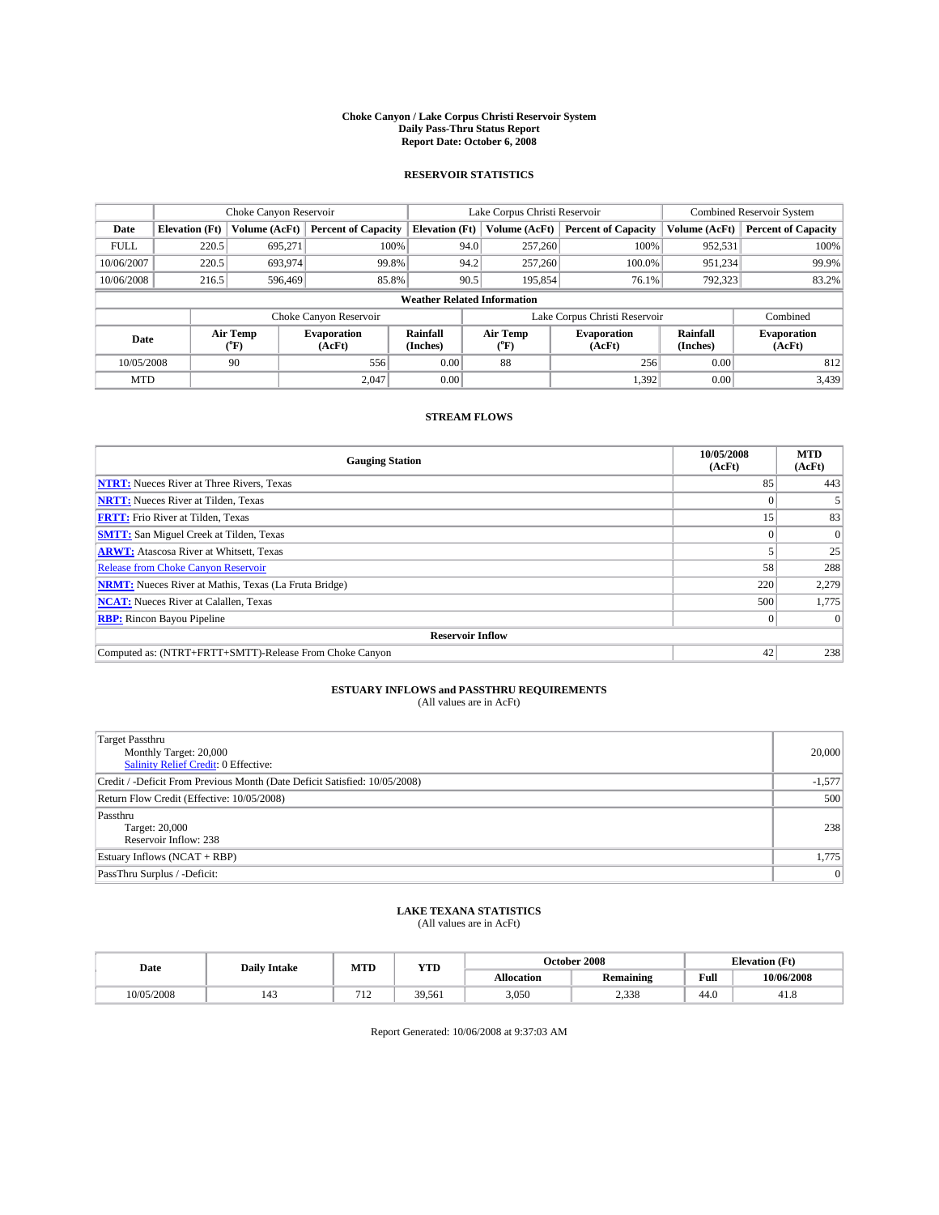# Choke Canyon / Lake Corpus Christi Reservoir System
## Daily Pass-Thru Status Report
## Report Date: October 6, 2008

### RESERVOIR STATISTICS

| | Choke Canyon Reservoir | | | Lake Corpus Christi Reservoir | | | Combined Reservoir System | |
|---|---|---|---|---|---|---|---|---|
| Date | Elevation (Ft) | Volume (AcFt) | Percent of Capacity | Elevation (Ft) | Volume (AcFt) | Percent of Capacity | Volume (AcFt) | Percent of Capacity |
| FULL | 220.5 | 695,271 | 100% | 94.0 | 257,260 | 100% | 952,531 | 100% |
| 10/06/2007 | 220.5 | 693,974 | 99.8% | 94.2 | 257,260 | 100.0% | 951,234 | 99.9% |
| 10/06/2008 | 216.5 | 596,469 | 85.8% | 90.5 | 195,854 | 76.1% | 792,323 | 83.2% |

**Weather Related Information**

| | Choke Canyon Reservoir | | | Lake Corpus Christi Reservoir | | | Combined |
|---|---|---|---|---|---|---|---|
| Date | Air Temp (°F) | Evaporation (AcFt) | Rainfall (Inches) | Air Temp (°F) | Evaporation (AcFt) | Rainfall (Inches) | Evaporation (AcFt) |
| 10/05/2008 | 90 | 556 | 0.00 | 88 | 256 | 0.00 | 812 |
| MTD | | 2,047 | 0.00 | | 1,392 | 0.00 | 3,439 |

### STREAM FLOWS

| Gauging Station | 10/05/2008 (AcFt) | MTD (AcFt) |
|---|---|---|
| **NTRT:** Nueces River at Three Rivers, Texas | 85 | 443 |
| **NRTT:** Nueces River at Tilden, Texas | 0 | 5 |
| **FRTT:** Frio River at Tilden, Texas | 15 | 83 |
| **SMTT:** San Miguel Creek at Tilden, Texas | 0 | 0 |
| **ARWT:** Atascosa River at Whitsett, Texas | 5 | 25 |
| Release from Choke Canyon Reservoir | 58 | 288 |
| **NRMT:** Nueces River at Mathis, Texas (La Fruta Bridge) | 220 | 2,279 |
| **NCAT:** Nueces River at Calallen, Texas | 500 | 1,775 |
| **RBP:** Rincon Bayou Pipeline | 0 | 0 |
| **Reservoir Inflow** | | |
| Computed as: (NTRT+FRTT+SMTT)-Release From Choke Canyon | 42 | 238 |

### ESTUARY INFLOWS and PASSTHRU REQUIREMENTS
(All values are in AcFt)

| | |
|---|---|
| Target Passthru<br>Monthly Target: 20,000<br>Salinity Relief Credit: 0 Effective: | 20,000 |
| Credit / -Deficit From Previous Month (Date Deficit Satisfied: 10/05/2008) | -1,577 |
| Return Flow Credit (Effective: 10/05/2008) | 500 |
| Passthru<br>Target: 20,000<br>Reservoir Inflow: 238 | 238 |
| Estuary Inflows (NCAT + RBP) | 1,775 |
| PassThru Surplus / -Deficit: | 0 |

### LAKE TEXANA STATISTICS
(All values are in AcFt)

| Date | Daily Intake | MTD | YTD | October 2008 | | Elevation (Ft) | |
|---|---|---|---|---|---|---|---|
| | | | | Allocation | Remaining | Full | 10/06/2008 |
| 10/05/2008 | 143 | 712 | 39,561 | 3,050 | 2,338 | 44.0 | 41.8 |

Report Generated: 10/06/2008 at 9:37:03 AM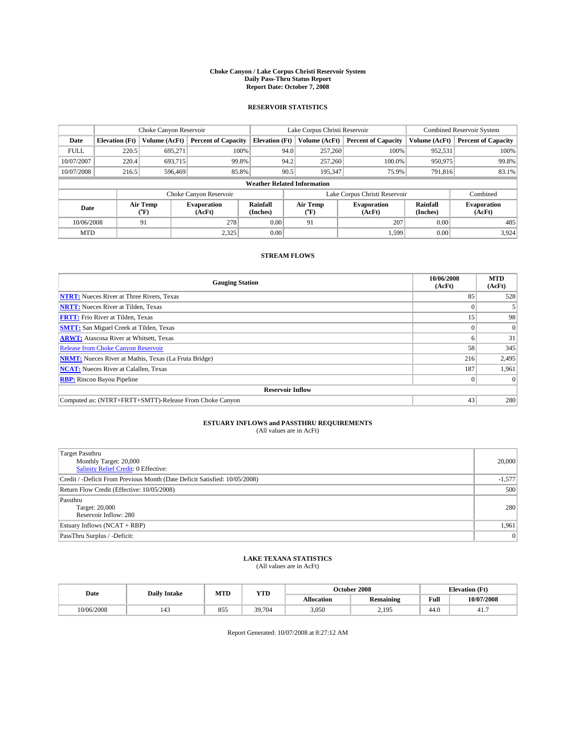# Choke Canyon / Lake Corpus Christi Reservoir System
## Daily Pass-Thru Status Report
## Report Date: October 7, 2008

### RESERVOIR STATISTICS

| | Choke Canyon Reservoir | | | Lake Corpus Christi Reservoir | | | Combined Reservoir System | |
|---|---|---|---|---|---|---|---|---|
| Date | Elevation (Ft) | Volume (AcFt) | Percent of Capacity | Elevation (Ft) | Volume (AcFt) | Percent of Capacity | Volume (AcFt) | Percent of Capacity |
| FULL | 220.5 | 695,271 | 100% | 94.0 | 257,260 | 100% | 952,531 | 100% |
| 10/07/2007 | 220.4 | 693,715 | 99.8% | 94.2 | 257,260 | 100.0% | 950,975 | 99.8% |
| 10/07/2008 | 216.5 | 596,469 | 85.8% | 90.5 | 195,347 | 75.9% | 791,816 | 83.1% |

**Weather Related Information**

| | Choke Canyon Reservoir | | | Lake Corpus Christi Reservoir | | | Combined |
|---|---|---|---|---|---|---|---|
| Date | Air Temp (°F) | Evaporation (AcFt) | Rainfall (Inches) | Air Temp (°F) | Evaporation (AcFt) | Rainfall (Inches) | Evaporation (AcFt) |
| 10/06/2008 | 91 | 278 | 0.00 | 91 | 207 | 0.00 | 485 |
| MTD | | 2,325 | 0.00 | | 1,599 | 0.00 | 3,924 |

### STREAM FLOWS

| Gauging Station | 10/06/2008 (AcFt) | MTD (AcFt) |
|---|---|---|
| NTRT: Nueces River at Three Rivers, Texas | 85 | 528 |
| NRTT: Nueces River at Tilden, Texas | 0 | 5 |
| FRTT: Frio River at Tilden, Texas | 15 | 98 |
| SMTT: San Miguel Creek at Tilden, Texas | 0 | 0 |
| ARWT: Atascosa River at Whitsett, Texas | 6 | 31 |
| Release from Choke Canyon Reservoir | 58 | 345 |
| NRMT: Nueces River at Mathis, Texas (La Fruta Bridge) | 216 | 2,495 |
| NCAT: Nueces River at Calallen, Texas | 187 | 1,961 |
| RBP: Rincon Bayou Pipeline | 0 | 0 |
| **Reservoir Inflow** | | |
| Computed as: (NTRT+FRTT+SMTT)-Release From Choke Canyon | 43 | 280 |

### ESTUARY INFLOWS and PASSTHRU REQUIREMENTS
(All values are in AcFt)

| | |
|---|---|
| Target Passthru<br>Monthly Target: 20,000<br>Salinity Relief Credit: 0 Effective: | 20,000 |
| Credit / -Deficit From Previous Month (Date Deficit Satisfied: 10/05/2008) | -1,577 |
| Return Flow Credit (Effective: 10/05/2008) | 500 |
| Passthru<br>Target: 20,000<br>Reservoir Inflow: 280 | 280 |
| Estuary Inflows (NCAT + RBP) | 1,961 |
| PassThru Surplus / -Deficit: | 0 |

### LAKE TEXANA STATISTICS
(All values are in AcFt)

| Date | Daily Intake | MTD | YTD | October 2008 | | Elevation (Ft) | |
|---|---|---|---|---|---|---|---|
| | | | | Allocation | Remaining | Full | 10/07/2008 |
| 10/06/2008 | 143 | 855 | 39,704 | 3,050 | 2,195 | 44.0 | 41.7 |

Report Generated: 10/07/2008 at 8:27:12 AM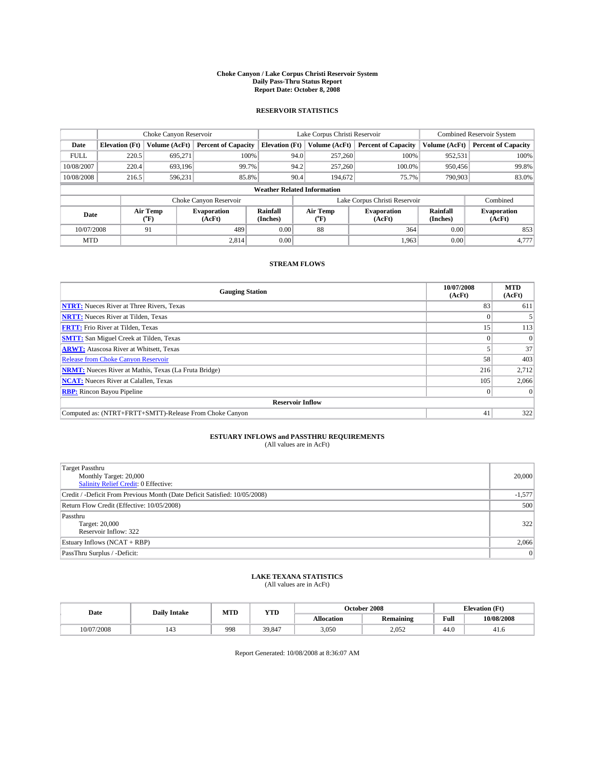# Choke Canyon / Lake Corpus Christi Reservoir System
## Daily Pass-Thru Status Report
### Report Date: October 8, 2008

## RESERVOIR STATISTICS

| | Choke Canyon Reservoir | | | Lake Corpus Christi Reservoir | | | Combined Reservoir System | |
|---|---|---|---|---|---|---|---|---|
| Date | Elevation (Ft) | Volume (AcFt) | Percent of Capacity | Elevation (Ft) | Volume (AcFt) | Percent of Capacity | Volume (AcFt) | Percent of Capacity |
| FULL | 220.5 | 695,271 | 100% | 94.0 | 257,260 | 100% | 952,531 | 100% |
| 10/08/2007 | 220.4 | 693,196 | 99.7% | 94.2 | 257,260 | 100.0% | 950,456 | 99.8% |
| 10/08/2008 | 216.5 | 596,231 | 85.8% | 90.4 | 194,672 | 75.7% | 790,903 | 83.0% |

**Weather Related Information**

| | Choke Canyon Reservoir | | | Lake Corpus Christi Reservoir | | | Combined |
|---|---|---|---|---|---|---|---|
| Date | Air Temp (°F) | Evaporation (AcFt) | Rainfall (Inches) | Air Temp (°F) | Evaporation (AcFt) | Rainfall (Inches) | Evaporation (AcFt) |
| 10/07/2008 | 91 | 489 | 0.00 | 88 | 364 | 0.00 | 853 |
| MTD | | 2,814 | 0.00 | | 1,963 | 0.00 | 4,777 |

## STREAM FLOWS

| Gauging Station | 10/07/2008 (AcFt) | MTD (AcFt) |
|---|---|---|
| NTRT: Nueces River at Three Rivers, Texas | 83 | 611 |
| NRTT: Nueces River at Tilden, Texas | 0 | 5 |
| FRTT: Frio River at Tilden, Texas | 15 | 113 |
| SMTT: San Miguel Creek at Tilden, Texas | 0 | 0 |
| ARWT: Atascosa River at Whitsett, Texas | 5 | 37 |
| Release from Choke Canyon Reservoir | 58 | 403 |
| NRMT: Nueces River at Mathis, Texas (La Fruta Bridge) | 216 | 2,712 |
| NCAT: Nueces River at Calallen, Texas | 105 | 2,066 |
| RBP: Rincon Bayou Pipeline | 0 | 0 |
| **Reservoir Inflow** | | |
| Computed as: (NTRT+FRTT+SMTT)-Release From Choke Canyon | 41 | 322 |

## ESTUARY INFLOWS and PASSTHRU REQUIREMENTS
(All values are in AcFt)

| | |
|---|---|
| Target Passthru<br>Monthly Target: 20,000<br>Salinity Relief Credit: 0 Effective: | 20,000 |
| Credit / -Deficit From Previous Month (Date Deficit Satisfied: 10/05/2008) | -1,577 |
| Return Flow Credit (Effective: 10/05/2008) | 500 |
| Passthru<br>Target: 20,000<br>Reservoir Inflow: 322 | 322 |
| Estuary Inflows (NCAT + RBP) | 2,066 |
| PassThru Surplus / -Deficit: | 0 |

## LAKE TEXANA STATISTICS
(All values are in AcFt)

| Date | Daily Intake | MTD | YTD | October 2008 | | Elevation (Ft) | |
|---|---|---|---|---|---|---|---|
| | | | | Allocation | Remaining | Full | 10/08/2008 |
| 10/07/2008 | 143 | 998 | 39,847 | 3,050 | 2,052 | 44.0 | 41.6 |

Report Generated: 10/08/2008 at 8:36:07 AM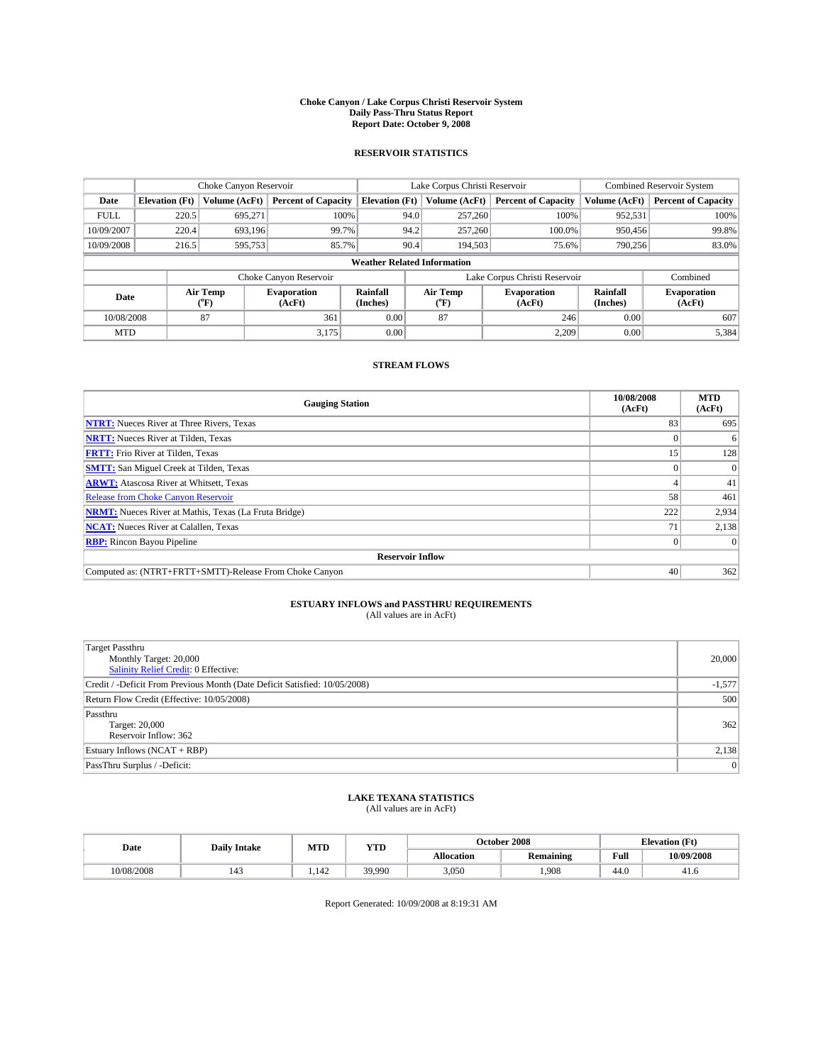# Choke Canyon / Lake Corpus Christi Reservoir System
## Daily Pass-Thru Status Report
## Report Date: October 9, 2008

### RESERVOIR STATISTICS

| | Choke Canyon Reservoir | | | Lake Corpus Christi Reservoir | | | Combined Reservoir System | |
|---|---|---|---|---|---|---|---|---|
| Date | Elevation (Ft) | Volume (AcFt) | Percent of Capacity | Elevation (Ft) | Volume (AcFt) | Percent of Capacity | Volume (AcFt) | Percent of Capacity |
| FULL | 220.5 | 695,271 | 100% | 94.0 | 257,260 | 100% | 952,531 | 100% |
| 10/09/2007 | 220.4 | 693,196 | 99.7% | 94.2 | 257,260 | 100.0% | 950,456 | 99.8% |
| 10/09/2008 | 216.5 | 595,753 | 85.7% | 90.4 | 194,503 | 75.6% | 790,256 | 83.0% |

**Weather Related Information**

| | Choke Canyon Reservoir | | | Lake Corpus Christi Reservoir | | | Combined |
|---|---|---|---|---|---|---|---|
| Date | Air Temp (°F) | Evaporation (AcFt) | Rainfall (Inches) | Air Temp (°F) | Evaporation (AcFt) | Rainfall (Inches) | Evaporation (AcFt) |
| 10/08/2008 | 87 | 361 | 0.00 | 87 | 246 | 0.00 | 607 |
| MTD | | 3,175 | 0.00 | | 2,209 | 0.00 | 5,384 |

### STREAM FLOWS

| Gauging Station | 10/08/2008 (AcFt) | MTD (AcFt) |
|---|---|---|
| NTRT: Nueces River at Three Rivers, Texas | 83 | 695 |
| NRTT: Nueces River at Tilden, Texas | 0 | 6 |
| FRTT: Frio River at Tilden, Texas | 15 | 128 |
| SMTT: San Miguel Creek at Tilden, Texas | 0 | 0 |
| ARWT: Atascosa River at Whitsett, Texas | 4 | 41 |
| Release from Choke Canyon Reservoir | 58 | 461 |
| NRMT: Nueces River at Mathis, Texas (La Fruta Bridge) | 222 | 2,934 |
| NCAT: Nueces River at Calallen, Texas | 71 | 2,138 |
| RBP: Rincon Bayou Pipeline | 0 | 0 |
| **Reservoir Inflow** | | |
| Computed as: (NTRT+FRTT+SMTT)-Release From Choke Canyon | 40 | 362 |

### ESTUARY INFLOWS and PASSTHRU REQUIREMENTS
(All values are in AcFt)

| | |
|---|---|
| Target Passthru<br>Monthly Target: 20,000<br>Salinity Relief Credit: 0 Effective: | 20,000 |
| Credit / -Deficit From Previous Month (Date Deficit Satisfied: 10/05/2008) | -1,577 |
| Return Flow Credit (Effective: 10/05/2008) | 500 |
| Passthru<br>Target: 20,000<br>Reservoir Inflow: 362 | 362 |
| Estuary Inflows (NCAT + RBP) | 2,138 |
| PassThru Surplus / -Deficit: | 0 |

### LAKE TEXANA STATISTICS
(All values are in AcFt)

| Date | Daily Intake | MTD | YTD | October 2008 | | Elevation (Ft) | |
|---|---|---|---|---|---|---|---|
| | | | | Allocation | Remaining | Full | 10/09/2008 |
| 10/08/2008 | 143 | 1,142 | 39,990 | 3,050 | 1,908 | 44.0 | 41.6 |

Report Generated: 10/09/2008 at 8:19:31 AM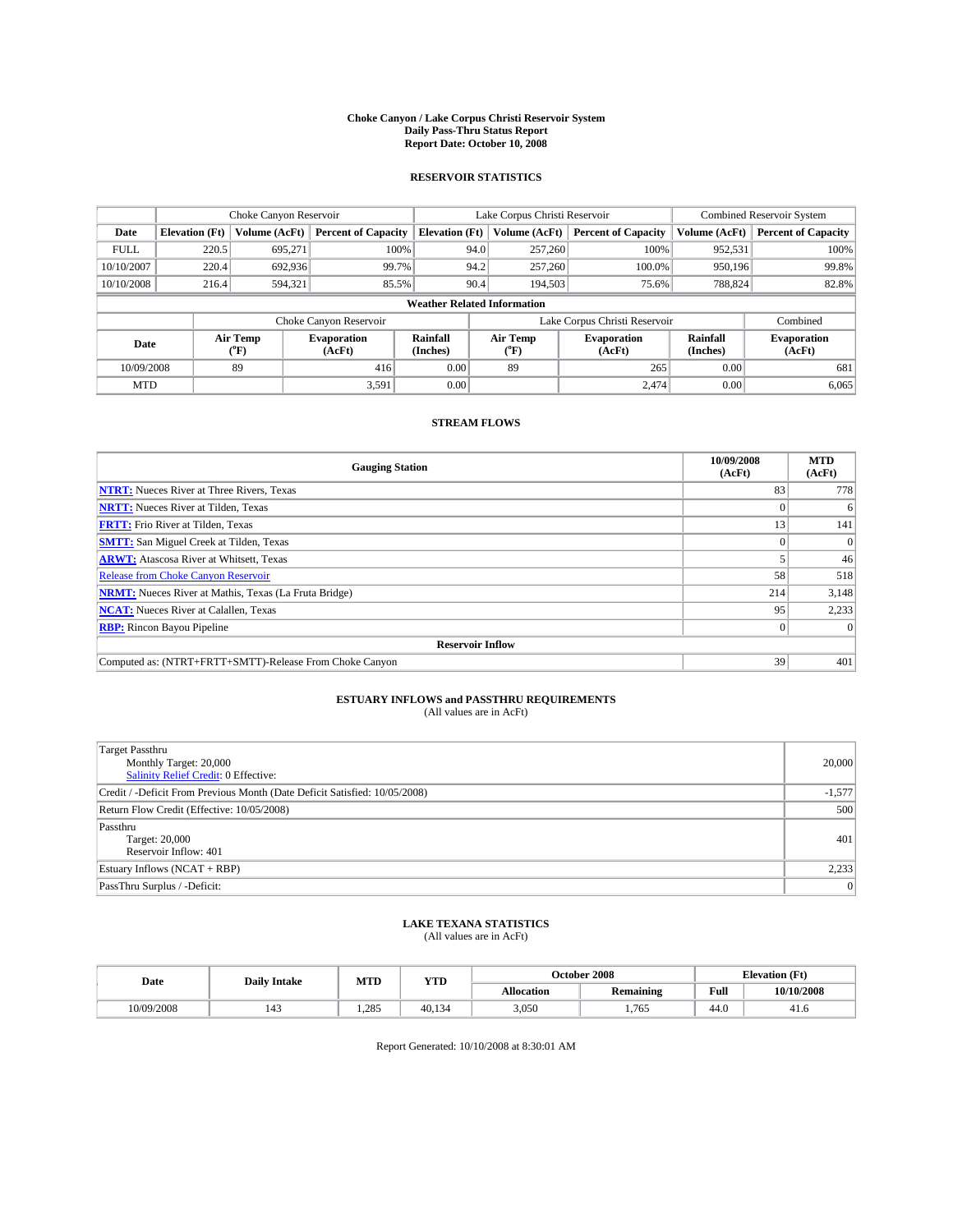# Choke Canyon / Lake Corpus Christi Reservoir System
## Daily Pass-Thru Status Report
## Report Date: October 10, 2008

### RESERVOIR STATISTICS

| | Choke Canyon Reservoir | | | Lake Corpus Christi Reservoir | | | Combined Reservoir System | |
|---|---|---|---|---|---|---|---|---|
| Date | Elevation (Ft) | Volume (AcFt) | Percent of Capacity | Elevation (Ft) | Volume (AcFt) | Percent of Capacity | Volume (AcFt) | Percent of Capacity |
| FULL | 220.5 | 695,271 | 100% | 94.0 | 257,260 | 100% | 952,531 | 100% |
| 10/10/2007 | 220.4 | 692,936 | 99.7% | 94.2 | 257,260 | 100.0% | 950,196 | 99.8% |
| 10/10/2008 | 216.4 | 594,321 | 85.5% | 90.4 | 194,503 | 75.6% | 788,824 | 82.8% |

**Weather Related Information**

| | Choke Canyon Reservoir | | | Lake Corpus Christi Reservoir | | | Combined |
|---|---|---|---|---|---|---|---|
| Date | Air Temp (°F) | Evaporation (AcFt) | Rainfall (Inches) | Air Temp (°F) | Evaporation (AcFt) | Rainfall (Inches) | Evaporation (AcFt) |
| 10/09/2008 | 89 | 416 | 0.00 | 89 | 265 | 0.00 | 681 |
| MTD | | 3,591 | 0.00 | | 2,474 | 0.00 | 6,065 |

### STREAM FLOWS

| Gauging Station | 10/09/2008 (AcFt) | MTD (AcFt) |
|---|---|---|
| **NTRT:** Nueces River at Three Rivers, Texas | 83 | 778 |
| **NRTT:** Nueces River at Tilden, Texas | 0 | 6 |
| **FRTT:** Frio River at Tilden, Texas | 13 | 141 |
| **SMTT:** San Miguel Creek at Tilden, Texas | 0 | 0 |
| **ARWT:** Atascosa River at Whitsett, Texas | 5 | 46 |
| Release from Choke Canyon Reservoir | 58 | 518 |
| **NRMT:** Nueces River at Mathis, Texas (La Fruta Bridge) | 214 | 3,148 |
| **NCAT:** Nueces River at Calallen, Texas | 95 | 2,233 |
| **RBP:** Rincon Bayou Pipeline | 0 | 0 |
| **Reservoir Inflow** | | |
| Computed as: (NTRT+FRTT+SMTT)-Release From Choke Canyon | 39 | 401 |

### ESTUARY INFLOWS and PASSTHRU REQUIREMENTS
(All values are in AcFt)

| | |
|---|---|
| Target Passthru<br>Monthly Target: 20,000<br>Salinity Relief Credit: 0 Effective: | 20,000 |
| Credit / -Deficit From Previous Month (Date Deficit Satisfied: 10/05/2008) | -1,577 |
| Return Flow Credit (Effective: 10/05/2008) | 500 |
| Passthru<br>Target: 20,000<br>Reservoir Inflow: 401 | 401 |
| Estuary Inflows (NCAT + RBP) | 2,233 |
| PassThru Surplus / -Deficit: | 0 |

### LAKE TEXANA STATISTICS
(All values are in AcFt)

| Date | Daily Intake | MTD | YTD | October 2008 | | Elevation (Ft) | |
|---|---|---|---|---|---|---|---|
| | | | | Allocation | Remaining | Full | 10/10/2008 |
| 10/09/2008 | 143 | 1,285 | 40,134 | 3,050 | 1,765 | 44.0 | 41.6 |

Report Generated: 10/10/2008 at 8:30:01 AM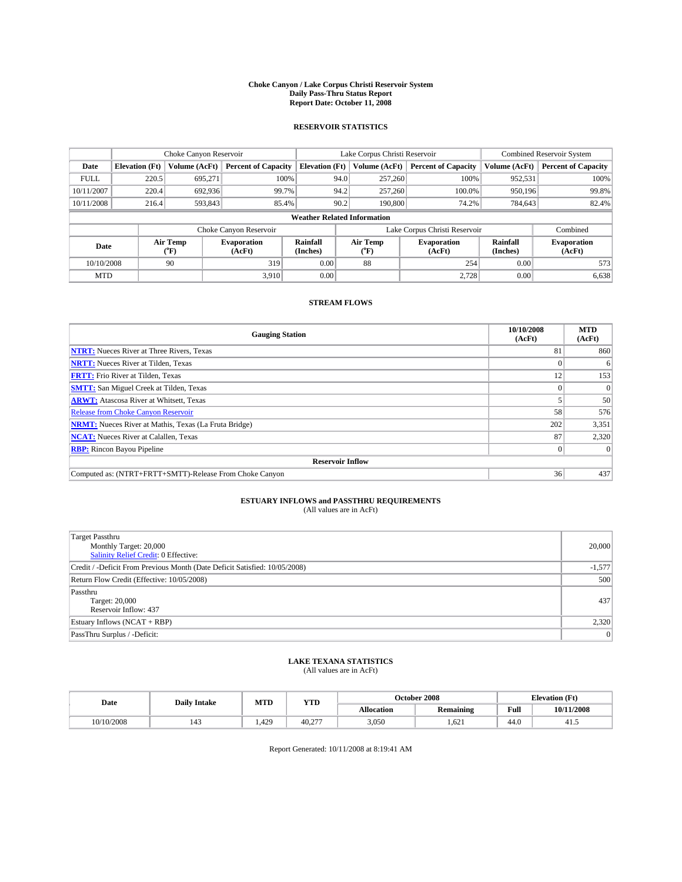# Choke Canyon / Lake Corpus Christi Reservoir System
## Daily Pass-Thru Status Report
## Report Date: October 11, 2008

### RESERVOIR STATISTICS

| | Choke Canyon Reservoir | | | Lake Corpus Christi Reservoir | | | Combined Reservoir System | |
|---|---|---|---|---|---|---|---|---|
| Date | Elevation (Ft) | Volume (AcFt) | Percent of Capacity | Elevation (Ft) | Volume (AcFt) | Percent of Capacity | Volume (AcFt) | Percent of Capacity |
| FULL | 220.5 | 695,271 | 100% | 94.0 | 257,260 | 100% | 952,531 | 100% |
| 10/11/2007 | 220.4 | 692,936 | 99.7% | 94.2 | 257,260 | 100.0% | 950,196 | 99.8% |
| 10/11/2008 | 216.4 | 593,843 | 85.4% | 90.2 | 190,800 | 74.2% | 784,643 | 82.4% |

**Weather Related Information**

| | Choke Canyon Reservoir | | | Lake Corpus Christi Reservoir | | | Combined |
|---|---|---|---|---|---|---|---|
| Date | Air Temp (°F) | Evaporation (AcFt) | Rainfall (Inches) | Air Temp (°F) | Evaporation (AcFt) | Rainfall (Inches) | Evaporation (AcFt) |
| 10/10/2008 | 90 | 319 | 0.00 | 88 | 254 | 0.00 | 573 |
| MTD | | 3,910 | 0.00 | | 2,728 | 0.00 | 6,638 |

### STREAM FLOWS

| Gauging Station | 10/10/2008 (AcFt) | MTD (AcFt) |
|---|---|---|
| NTRT: Nueces River at Three Rivers, Texas | 81 | 860 |
| NRTT: Nueces River at Tilden, Texas | 0 | 6 |
| FRTT: Frio River at Tilden, Texas | 12 | 153 |
| SMTT: San Miguel Creek at Tilden, Texas | 0 | 0 |
| ARWT: Atascosa River at Whitsett, Texas | 5 | 50 |
| Release from Choke Canyon Reservoir | 58 | 576 |
| NRMT: Nueces River at Mathis, Texas (La Fruta Bridge) | 202 | 3,351 |
| NCAT: Nueces River at Calallen, Texas | 87 | 2,320 |
| RBP: Rincon Bayou Pipeline | 0 | 0 |
| **Reservoir Inflow** | | |
| Computed as: (NTRT+FRTT+SMTT)-Release From Choke Canyon | 36 | 437 |

### ESTUARY INFLOWS and PASSTHRU REQUIREMENTS
(All values are in AcFt)

| | |
|---|---|
| Target Passthru<br>Monthly Target: 20,000<br>Salinity Relief Credit: 0 Effective: | 20,000 |
| Credit / -Deficit From Previous Month (Date Deficit Satisfied: 10/05/2008) | -1,577 |
| Return Flow Credit (Effective: 10/05/2008) | 500 |
| Passthru<br>Target: 20,000<br>Reservoir Inflow: 437 | 437 |
| Estuary Inflows (NCAT + RBP) | 2,320 |
| PassThru Surplus / -Deficit: | 0 |

### LAKE TEXANA STATISTICS
(All values are in AcFt)

| Date | Daily Intake | MTD | YTD | October 2008 | | Elevation (Ft) | |
|---|---|---|---|---|---|---|---|
| | | | | Allocation | Remaining | Full | 10/11/2008 |
| 10/10/2008 | 143 | 1,429 | 40,277 | 3,050 | 1,621 | 44.0 | 41.5 |

Report Generated: 10/11/2008 at 8:19:41 AM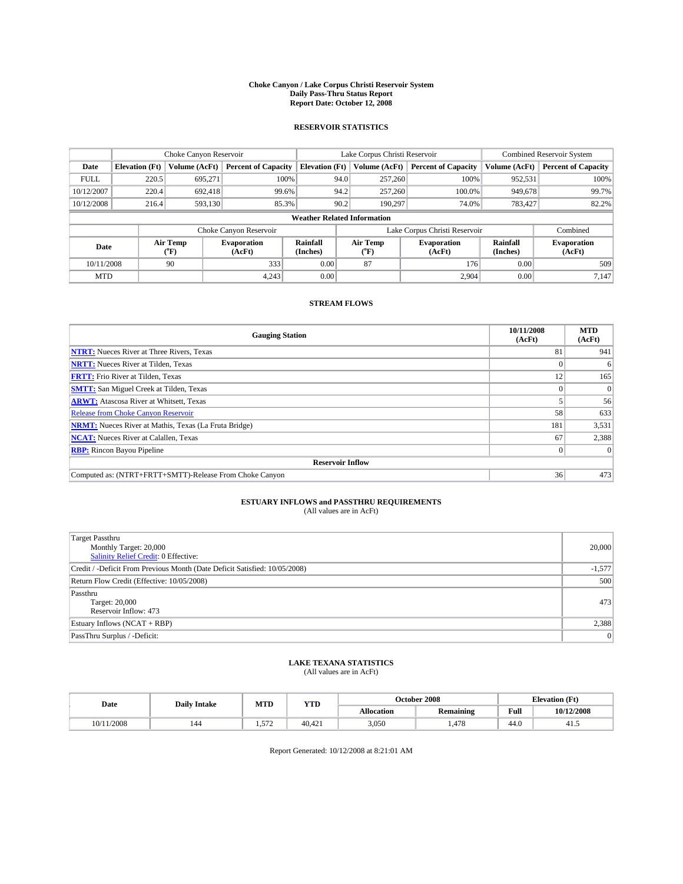# Choke Canyon / Lake Corpus Christi Reservoir System
## Daily Pass-Thru Status Report
## Report Date: October 12, 2008

### RESERVOIR STATISTICS

| | Choke Canyon Reservoir | | | Lake Corpus Christi Reservoir | | | Combined Reservoir System | |
|---|---|---|---|---|---|---|---|---|
| Date | Elevation (Ft) | Volume (AcFt) | Percent of Capacity | Elevation (Ft) | Volume (AcFt) | Percent of Capacity | Volume (AcFt) | Percent of Capacity |
| FULL | 220.5 | 695,271 | 100% | 94.0 | 257,260 | 100% | 952,531 | 100% |
| 10/12/2007 | 220.4 | 692,418 | 99.6% | 94.2 | 257,260 | 100.0% | 949,678 | 99.7% |
| 10/12/2008 | 216.4 | 593,130 | 85.3% | 90.2 | 190,297 | 74.0% | 783,427 | 82.2% |

**Weather Related Information**

| | Choke Canyon Reservoir | | | Lake Corpus Christi Reservoir | | | Combined |
|---|---|---|---|---|---|---|---|
| Date | Air Temp (°F) | Evaporation (AcFt) | Rainfall (Inches) | Air Temp (°F) | Evaporation (AcFt) | Rainfall (Inches) | Evaporation (AcFt) |
| 10/11/2008 | 90 | 333 | 0.00 | 87 | 176 | 0.00 | 509 |
| MTD | | 4,243 | 0.00 | | 2,904 | 0.00 | 7,147 |

### STREAM FLOWS

| Gauging Station | 10/11/2008 (AcFt) | MTD (AcFt) |
|---|---|---|
| **NTRT:** Nueces River at Three Rivers, Texas | 81 | 941 |
| **NRTT:** Nueces River at Tilden, Texas | 0 | 6 |
| **FRTT:** Frio River at Tilden, Texas | 12 | 165 |
| **SMTT:** San Miguel Creek at Tilden, Texas | 0 | 0 |
| **ARWT:** Atascosa River at Whitsett, Texas | 5 | 56 |
| Release from Choke Canyon Reservoir | 58 | 633 |
| **NRMT:** Nueces River at Mathis, Texas (La Fruta Bridge) | 181 | 3,531 |
| **NCAT:** Nueces River at Calallen, Texas | 67 | 2,388 |
| **RBP:** Rincon Bayou Pipeline | 0 | 0 |
| **Reservoir Inflow** | | |
| Computed as: (NTRT+FRTT+SMTT)-Release From Choke Canyon | 36 | 473 |

### ESTUARY INFLOWS and PASSTHRU REQUIREMENTS
(All values are in AcFt)

| | |
|---|---|
| Target Passthru<br>Monthly Target: 20,000<br>Salinity Relief Credit: 0 Effective: | 20,000 |
| Credit / -Deficit From Previous Month (Date Deficit Satisfied: 10/05/2008) | -1,577 |
| Return Flow Credit (Effective: 10/05/2008) | 500 |
| Passthru<br>Target: 20,000<br>Reservoir Inflow: 473 | 473 |
| Estuary Inflows (NCAT + RBP) | 2,388 |
| PassThru Surplus / -Deficit: | 0 |

### LAKE TEXANA STATISTICS
(All values are in AcFt)

| Date | Daily Intake | MTD | YTD | October 2008 | | Elevation (Ft) | |
|---|---|---|---|---|---|---|---|
| | | | | Allocation | Remaining | Full | 10/12/2008 |
| 10/11/2008 | 144 | 1,572 | 40,421 | 3,050 | 1,478 | 44.0 | 41.5 |

Report Generated: 10/12/2008 at 8:21:01 AM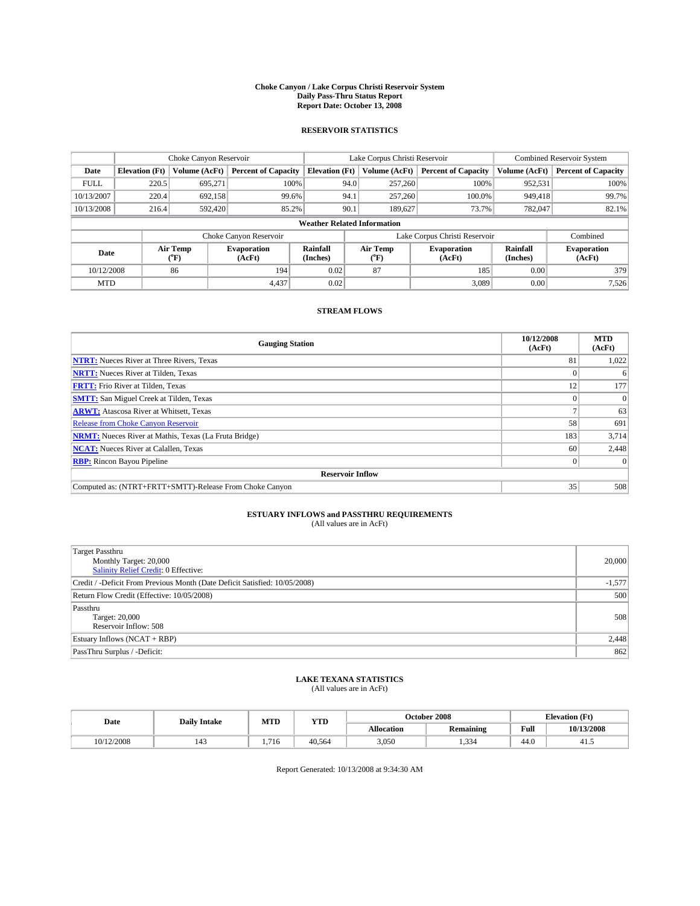**Choke Canyon / Lake Corpus Christi Reservoir System**
**Daily Pass-Thru Status Report**
**Report Date: October 13, 2008**

## RESERVOIR STATISTICS

| | Choke Canyon Reservoir | | | Lake Corpus Christi Reservoir | | | Combined Reservoir System | |
|---|---|---|---|---|---|---|---|---|
| Date | Elevation (Ft) | Volume (AcFt) | Percent of Capacity | Elevation (Ft) | Volume (AcFt) | Percent of Capacity | Volume (AcFt) | Percent of Capacity |
| FULL | 220.5 | 695,271 | 100% | 94.0 | 257,260 | 100% | 952,531 | 100% |
| 10/13/2007 | 220.4 | 692,158 | 99.6% | 94.1 | 257,260 | 100.0% | 949,418 | 99.7% |
| 10/13/2008 | 216.4 | 592,420 | 85.2% | 90.1 | 189,627 | 73.7% | 782,047 | 82.1% |

**Weather Related Information**

| | Choke Canyon Reservoir | | | Lake Corpus Christi Reservoir | | | Combined |
|---|---|---|---|---|---|---|---|
| Date | Air Temp (°F) | Evaporation (AcFt) | Rainfall (Inches) | Air Temp (°F) | Evaporation (AcFt) | Rainfall (Inches) | Evaporation (AcFt) |
| 10/12/2008 | 86 | 194 | 0.02 | 87 | 185 | 0.00 | 379 |
| MTD | | 4,437 | 0.02 | | 3,089 | 0.00 | 7,526 |

## STREAM FLOWS

| Gauging Station | 10/12/2008 (AcFt) | MTD (AcFt) |
|---|---|---|
| **NTRT:** Nueces River at Three Rivers, Texas | 81 | 1,022 |
| **NRTT:** Nueces River at Tilden, Texas | 0 | 6 |
| **FRTT:** Frio River at Tilden, Texas | 12 | 177 |
| **SMTT:** San Miguel Creek at Tilden, Texas | 0 | 0 |
| **ARWT:** Atascosa River at Whitsett, Texas | 7 | 63 |
| Release from Choke Canyon Reservoir | 58 | 691 |
| **NRMT:** Nueces River at Mathis, Texas (La Fruta Bridge) | 183 | 3,714 |
| **NCAT:** Nueces River at Calallen, Texas | 60 | 2,448 |
| **RBP:** Rincon Bayou Pipeline | 0 | 0 |
| **Reservoir Inflow** | | |
| Computed as: (NTRT+FRTT+SMTT)-Release From Choke Canyon | 35 | 508 |

## ESTUARY INFLOWS and PASSTHRU REQUIREMENTS
(All values are in AcFt)

| | |
|---|---|
| Target Passthru<br>Monthly Target: 20,000<br>Salinity Relief Credit: 0 Effective: | 20,000 |
| Credit / -Deficit From Previous Month (Date Deficit Satisfied: 10/05/2008) | -1,577 |
| Return Flow Credit (Effective: 10/05/2008) | 500 |
| Passthru<br>Target: 20,000<br>Reservoir Inflow: 508 | 508 |
| Estuary Inflows (NCAT + RBP) | 2,448 |
| PassThru Surplus / -Deficit: | 862 |

## LAKE TEXANA STATISTICS
(All values are in AcFt)

| Date | Daily Intake | MTD | YTD | October 2008 | | Elevation (Ft) | |
|---|---|---|---|---|---|---|---|
| | | | | Allocation | Remaining | Full | 10/13/2008 |
| 10/12/2008 | 143 | 1,716 | 40,564 | 3,050 | 1,334 | 44.0 | 41.5 |

Report Generated: 10/13/2008 at 9:34:30 AM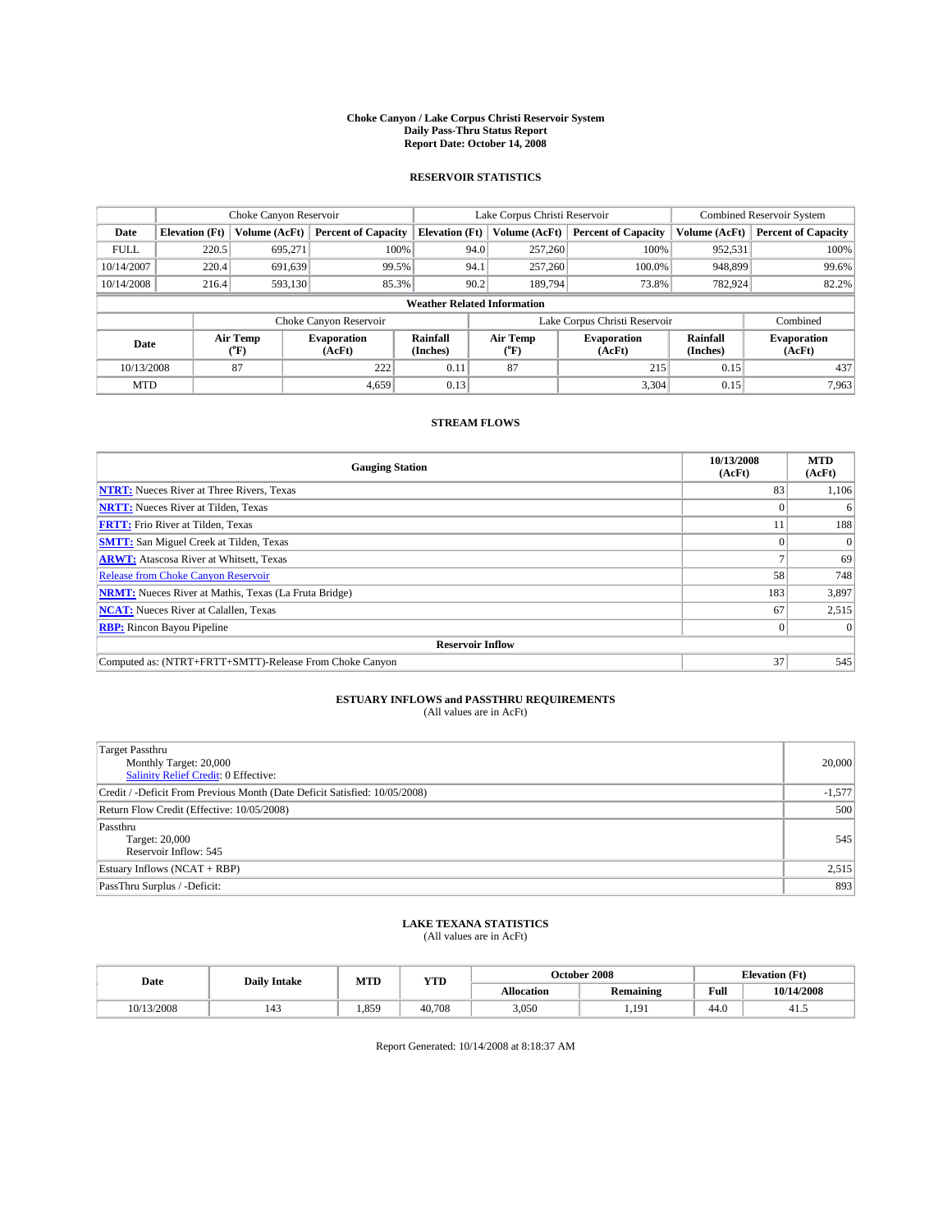# Choke Canyon / Lake Corpus Christi Reservoir System
## Daily Pass-Thru Status Report
## Report Date: October 14, 2008

### RESERVOIR STATISTICS

| | Choke Canyon Reservoir | | | Lake Corpus Christi Reservoir | | | Combined Reservoir System | |
|---|---|---|---|---|---|---|---|---|
| Date | Elevation (Ft) | Volume (AcFt) | Percent of Capacity | Elevation (Ft) | Volume (AcFt) | Percent of Capacity | Volume (AcFt) | Percent of Capacity |
| FULL | 220.5 | 695,271 | 100% | 94.0 | 257,260 | 100% | 952,531 | 100% |
| 10/14/2007 | 220.4 | 691,639 | 99.5% | 94.1 | 257,260 | 100.0% | 948,899 | 99.6% |
| 10/14/2008 | 216.4 | 593,130 | 85.3% | 90.2 | 189,794 | 73.8% | 782,924 | 82.2% |

**Weather Related Information**

| | Choke Canyon Reservoir | | | Lake Corpus Christi Reservoir | | | Combined |
|---|---|---|---|---|---|---|---|
| Date | Air Temp (°F) | Evaporation (AcFt) | Rainfall (Inches) | Air Temp (°F) | Evaporation (AcFt) | Rainfall (Inches) | Evaporation (AcFt) |
| 10/13/2008 | 87 | 222 | 0.11 | 87 | 215 | 0.15 | 437 |
| MTD | | 4,659 | 0.13 | | 3,304 | 0.15 | 7,963 |

### STREAM FLOWS

| Gauging Station | 10/13/2008 (AcFt) | MTD (AcFt) |
|---|---|---|
| **NTRT:** Nueces River at Three Rivers, Texas | 83 | 1,106 |
| **NRTT:** Nueces River at Tilden, Texas | 0 | 6 |
| **FRTT:** Frio River at Tilden, Texas | 11 | 188 |
| **SMTT:** San Miguel Creek at Tilden, Texas | 0 | 0 |
| **ARWT:** Atascosa River at Whitsett, Texas | 7 | 69 |
| Release from Choke Canyon Reservoir | 58 | 748 |
| **NRMT:** Nueces River at Mathis, Texas (La Fruta Bridge) | 183 | 3,897 |
| **NCAT:** Nueces River at Calallen, Texas | 67 | 2,515 |
| **RBP:** Rincon Bayou Pipeline | 0 | 0 |
| **Reservoir Inflow** | | |
| Computed as: (NTRT+FRTT+SMTT)-Release From Choke Canyon | 37 | 545 |

### ESTUARY INFLOWS and PASSTHRU REQUIREMENTS
(All values are in AcFt)

| | |
|---|---|
| Target Passthru<br>Monthly Target: 20,000<br>Salinity Relief Credit: 0 Effective: | 20,000 |
| Credit / -Deficit From Previous Month (Date Deficit Satisfied: 10/05/2008) | -1,577 |
| Return Flow Credit (Effective: 10/05/2008) | 500 |
| Passthru<br>Target: 20,000<br>Reservoir Inflow: 545 | 545 |
| Estuary Inflows (NCAT + RBP) | 2,515 |
| PassThru Surplus / -Deficit: | 893 |

### LAKE TEXANA STATISTICS
(All values are in AcFt)

| Date | Daily Intake | MTD | YTD | October 2008 | | Elevation (Ft) | |
|---|---|---|---|---|---|---|---|
| | | | | Allocation | Remaining | Full | 10/14/2008 |
| 10/13/2008 | 143 | 1,859 | 40,708 | 3,050 | 1,191 | 44.0 | 41.5 |

Report Generated: 10/14/2008 at 8:18:37 AM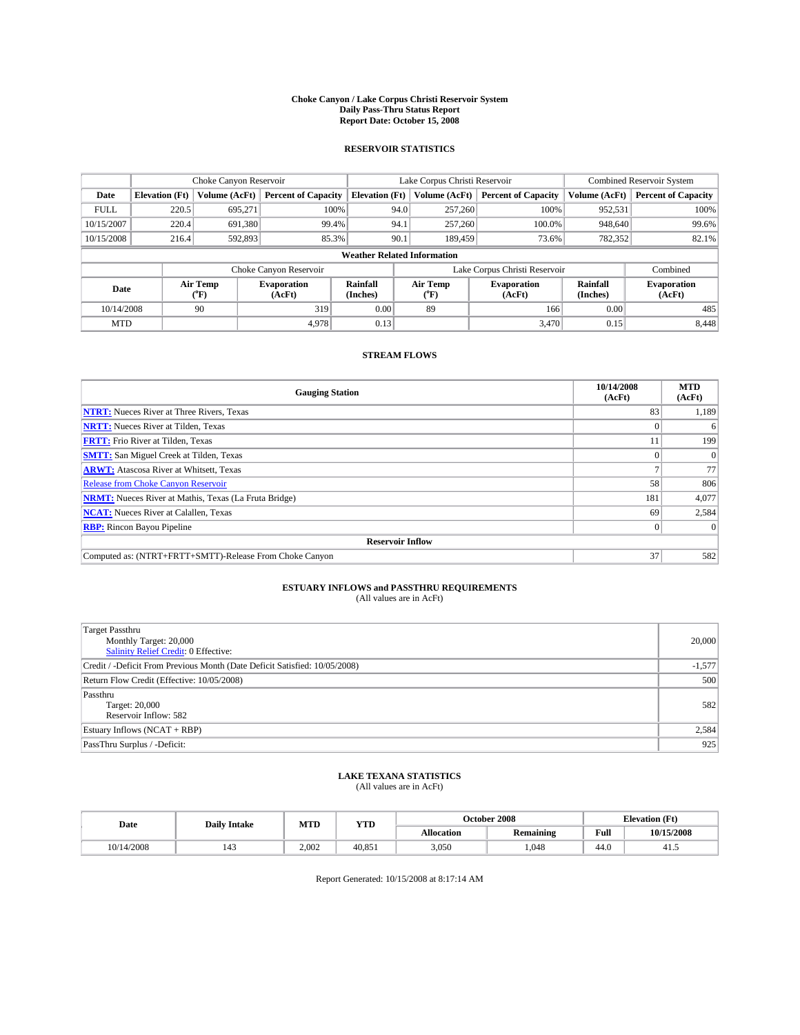# Choke Canyon / Lake Corpus Christi Reservoir System
## Daily Pass-Thru Status Report
### Report Date: October 15, 2008

## RESERVOIR STATISTICS

| | Choke Canyon Reservoir | | | Lake Corpus Christi Reservoir | | | Combined Reservoir System | |
|---|---|---|---|---|---|---|---|---|
| Date | Elevation (Ft) | Volume (AcFt) | Percent of Capacity | Elevation (Ft) | Volume (AcFt) | Percent of Capacity | Volume (AcFt) | Percent of Capacity |
| FULL | 220.5 | 695,271 | 100% | 94.0 | 257,260 | 100% | 952,531 | 100% |
| 10/15/2007 | 220.4 | 691,380 | 99.4% | 94.1 | 257,260 | 100.0% | 948,640 | 99.6% |
| 10/15/2008 | 216.4 | 592,893 | 85.3% | 90.1 | 189,459 | 73.6% | 782,352 | 82.1% |

**Weather Related Information**

| | Choke Canyon Reservoir | | | Lake Corpus Christi Reservoir | | | Combined |
|---|---|---|---|---|---|---|---|
| Date | Air Temp (°F) | Evaporation (AcFt) | Rainfall (Inches) | Air Temp (°F) | Evaporation (AcFt) | Rainfall (Inches) | Evaporation (AcFt) |
| 10/14/2008 | 90 | 319 | 0.00 | 89 | 166 | 0.00 | 485 |
| MTD | | 4,978 | 0.13 | | 3,470 | 0.15 | 8,448 |

## STREAM FLOWS

| Gauging Station | 10/14/2008 (AcFt) | MTD (AcFt) |
|---|---|---|
| NTRT: Nueces River at Three Rivers, Texas | 83 | 1,189 |
| NRTT: Nueces River at Tilden, Texas | 0 | 6 |
| FRTT: Frio River at Tilden, Texas | 11 | 199 |
| SMTT: San Miguel Creek at Tilden, Texas | 0 | 0 |
| ARWT: Atascosa River at Whitsett, Texas | 7 | 77 |
| Release from Choke Canyon Reservoir | 58 | 806 |
| NRMT: Nueces River at Mathis, Texas (La Fruta Bridge) | 181 | 4,077 |
| NCAT: Nueces River at Calallen, Texas | 69 | 2,584 |
| RBP: Rincon Bayou Pipeline | 0 | 0 |
| **Reservoir Inflow** | | |
| Computed as: (NTRT+FRTT+SMTT)-Release From Choke Canyon | 37 | 582 |

## ESTUARY INFLOWS and PASSTHRU REQUIREMENTS
(All values are in AcFt)

| | |
|---|---|
| Target Passthru<br>Monthly Target: 20,000<br>Salinity Relief Credit: 0 Effective: | 20,000 |
| Credit / -Deficit From Previous Month (Date Deficit Satisfied: 10/05/2008) | -1,577 |
| Return Flow Credit (Effective: 10/05/2008) | 500 |
| Passthru<br>Target: 20,000<br>Reservoir Inflow: 582 | 582 |
| Estuary Inflows (NCAT + RBP) | 2,584 |
| PassThru Surplus / -Deficit: | 925 |

## LAKE TEXANA STATISTICS
(All values are in AcFt)

| Date | Daily Intake | MTD | YTD | October 2008 | | Elevation (Ft) | |
|---|---|---|---|---|---|---|---|
| | | | | Allocation | Remaining | Full | 10/15/2008 |
| 10/14/2008 | 143 | 2,002 | 40,851 | 3,050 | 1,048 | 44.0 | 41.5 |

Report Generated: 10/15/2008 at 8:17:14 AM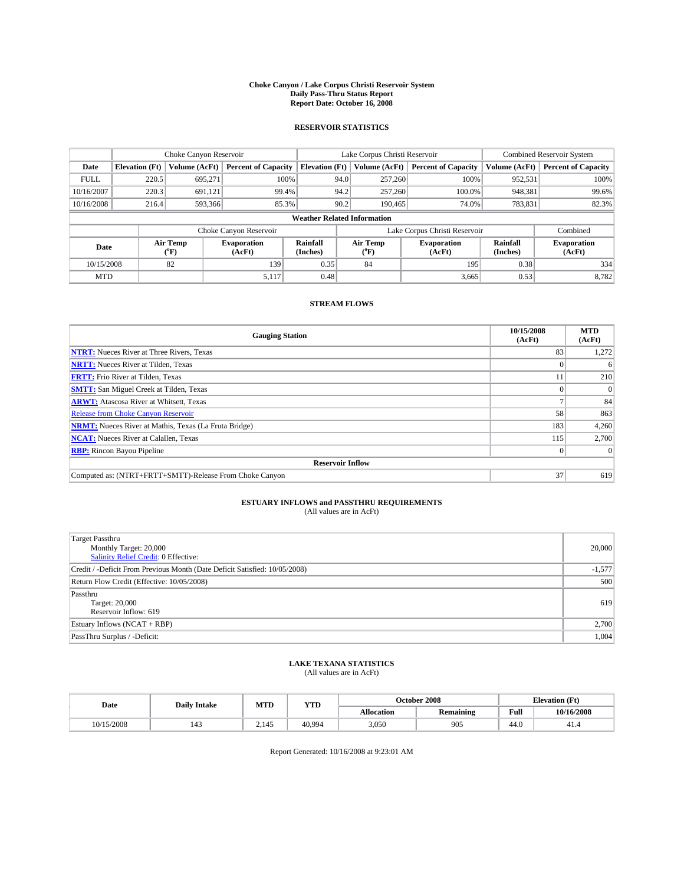# Choke Canyon / Lake Corpus Christi Reservoir System
## Daily Pass-Thru Status Report
### Report Date: October 16, 2008

## RESERVOIR STATISTICS

| | Choke Canyon Reservoir | | | Lake Corpus Christi Reservoir | | | Combined Reservoir System | |
|---|---|---|---|---|---|---|---|---|
| Date | Elevation (Ft) | Volume (AcFt) | Percent of Capacity | Elevation (Ft) | Volume (AcFt) | Percent of Capacity | Volume (AcFt) | Percent of Capacity |
| FULL | 220.5 | 695,271 | 100% | 94.0 | 257,260 | 100% | 952,531 | 100% |
| 10/16/2007 | 220.3 | 691,121 | 99.4% | 94.2 | 257,260 | 100.0% | 948,381 | 99.6% |
| 10/16/2008 | 216.4 | 593,366 | 85.3% | 90.2 | 190,465 | 74.0% | 783,831 | 82.3% |

**Weather Related Information**

| | Choke Canyon Reservoir | | | Lake Corpus Christi Reservoir | | | Combined |
|---|---|---|---|---|---|---|---|
| Date | Air Temp (°F) | Evaporation (AcFt) | Rainfall (Inches) | Air Temp (°F) | Evaporation (AcFt) | Rainfall (Inches) | Evaporation (AcFt) |
| 10/15/2008 | 82 | 139 | 0.35 | 84 | 195 | 0.38 | 334 |
| MTD | | 5,117 | 0.48 | | 3,665 | 0.53 | 8,782 |

## STREAM FLOWS

| Gauging Station | 10/15/2008 (AcFt) | MTD (AcFt) |
|---|---|---|
| **NTRT:** Nueces River at Three Rivers, Texas | 83 | 1,272 |
| **NRTT:** Nueces River at Tilden, Texas | 0 | 6 |
| **FRTT:** Frio River at Tilden, Texas | 11 | 210 |
| **SMTT:** San Miguel Creek at Tilden, Texas | 0 | 0 |
| **ARWT:** Atascosa River at Whitsett, Texas | 7 | 84 |
| Release from Choke Canyon Reservoir | 58 | 863 |
| **NRMT:** Nueces River at Mathis, Texas (La Fruta Bridge) | 183 | 4,260 |
| **NCAT:** Nueces River at Calallen, Texas | 115 | 2,700 |
| **RBP:** Rincon Bayou Pipeline | 0 | 0 |
| **Reservoir Inflow** | | |
| Computed as: (NTRT+FRTT+SMTT)-Release From Choke Canyon | 37 | 619 |

## ESTUARY INFLOWS and PASSTHRU REQUIREMENTS
(All values are in AcFt)

| | |
|---|---|
| Target Passthru<br>Monthly Target: 20,000<br>Salinity Relief Credit: 0 Effective: | 20,000 |
| Credit / -Deficit From Previous Month (Date Deficit Satisfied: 10/05/2008) | -1,577 |
| Return Flow Credit (Effective: 10/05/2008) | 500 |
| Passthru<br>Target: 20,000<br>Reservoir Inflow: 619 | 619 |
| Estuary Inflows (NCAT + RBP) | 2,700 |
| PassThru Surplus / -Deficit: | 1,004 |

## LAKE TEXANA STATISTICS
(All values are in AcFt)

| Date | Daily Intake | MTD | YTD | October 2008 | | Elevation (Ft) | |
|---|---|---|---|---|---|---|---|
| | | | | Allocation | Remaining | Full | 10/16/2008 |
| 10/15/2008 | 143 | 2,145 | 40,994 | 3,050 | 905 | 44.0 | 41.4 |

Report Generated: 10/16/2008 at 9:23:01 AM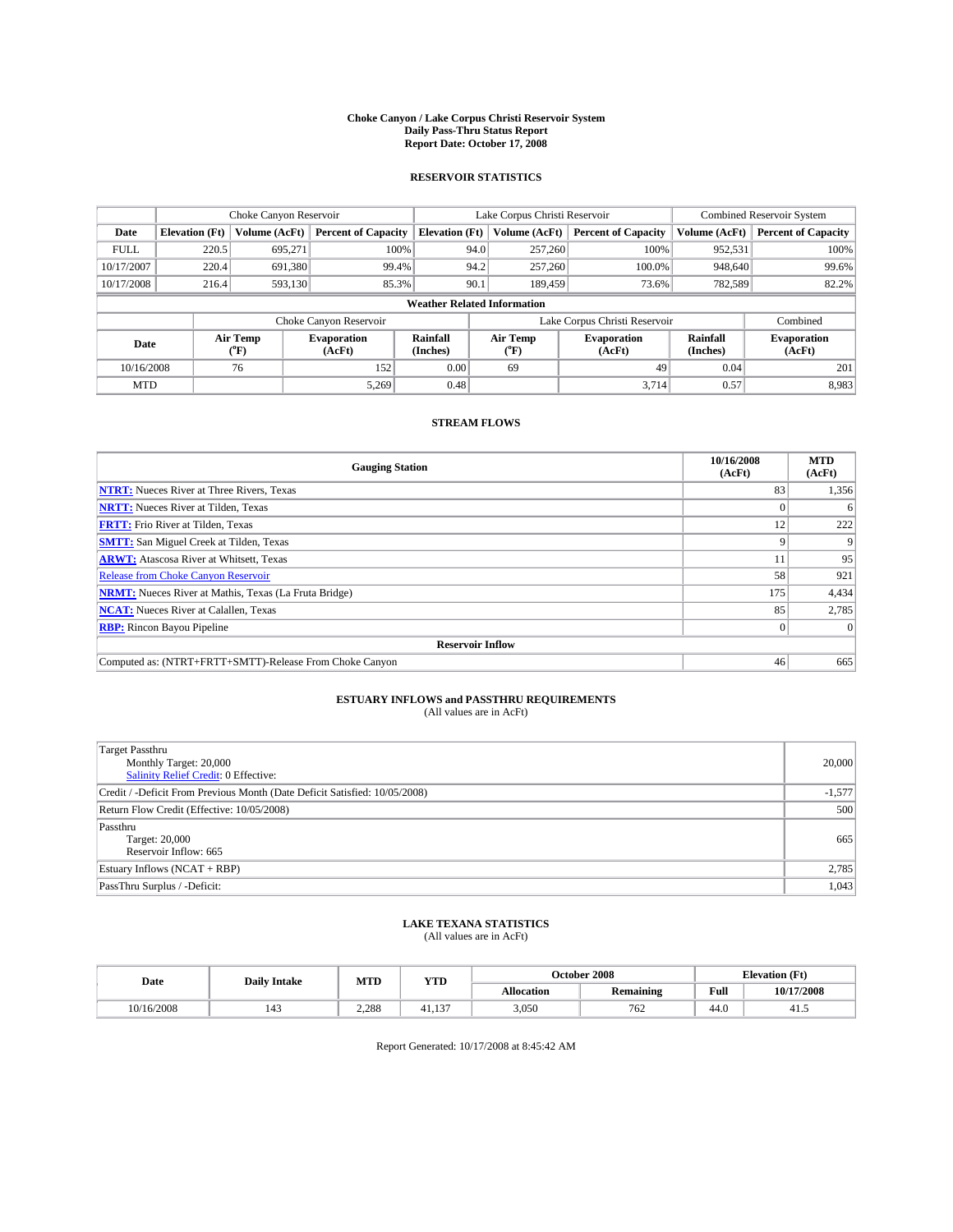# Choke Canyon / Lake Corpus Christi Reservoir System
## Daily Pass-Thru Status Report
## Report Date: October 17, 2008

### RESERVOIR STATISTICS

| | Choke Canyon Reservoir | | | Lake Corpus Christi Reservoir | | | Combined Reservoir System | |
|---|---|---|---|---|---|---|---|---|
| Date | Elevation (Ft) | Volume (AcFt) | Percent of Capacity | Elevation (Ft) | Volume (AcFt) | Percent of Capacity | Volume (AcFt) | Percent of Capacity |
| FULL | 220.5 | 695,271 | 100% | 94.0 | 257,260 | 100% | 952,531 | 100% |
| 10/17/2007 | 220.4 | 691,380 | 99.4% | 94.2 | 257,260 | 100.0% | 948,640 | 99.6% |
| 10/17/2008 | 216.4 | 593,130 | 85.3% | 90.1 | 189,459 | 73.6% | 782,589 | 82.2% |

**Weather Related Information**

| | Choke Canyon Reservoir | | | Lake Corpus Christi Reservoir | | | Combined |
|---|---|---|---|---|---|---|---|
| Date | Air Temp (°F) | Evaporation (AcFt) | Rainfall (Inches) | Air Temp (°F) | Evaporation (AcFt) | Rainfall (Inches) | Evaporation (AcFt) |
| 10/16/2008 | 76 | 152 | 0.00 | 69 | 49 | 0.04 | 201 |
| MTD | | 5,269 | 0.48 | | 3,714 | 0.57 | 8,983 |

### STREAM FLOWS

| Gauging Station | 10/16/2008 (AcFt) | MTD (AcFt) |
|---|---|---|
| NTRT: Nueces River at Three Rivers, Texas | 83 | 1,356 |
| NRTT: Nueces River at Tilden, Texas | 0 | 6 |
| FRTT: Frio River at Tilden, Texas | 12 | 222 |
| SMTT: San Miguel Creek at Tilden, Texas | 9 | 9 |
| ARWT: Atascosa River at Whitsett, Texas | 11 | 95 |
| Release from Choke Canyon Reservoir | 58 | 921 |
| NRMT: Nueces River at Mathis, Texas (La Fruta Bridge) | 175 | 4,434 |
| NCAT: Nueces River at Calallen, Texas | 85 | 2,785 |
| RBP: Rincon Bayou Pipeline | 0 | 0 |
| **Reservoir Inflow** | | |
| Computed as: (NTRT+FRTT+SMTT)-Release From Choke Canyon | 46 | 665 |

### ESTUARY INFLOWS and PASSTHRU REQUIREMENTS
(All values are in AcFt)

| | |
|---|---|
| Target Passthru<br>Monthly Target: 20,000<br>Salinity Relief Credit: 0 Effective: | 20,000 |
| Credit / -Deficit From Previous Month (Date Deficit Satisfied: 10/05/2008) | -1,577 |
| Return Flow Credit (Effective: 10/05/2008) | 500 |
| Passthru<br>Target: 20,000<br>Reservoir Inflow: 665 | 665 |
| Estuary Inflows (NCAT + RBP) | 2,785 |
| PassThru Surplus / -Deficit: | 1,043 |

### LAKE TEXANA STATISTICS
(All values are in AcFt)

| Date | Daily Intake | MTD | YTD | October 2008 | | Elevation (Ft) | |
|---|---|---|---|---|---|---|---|
| | | | | Allocation | Remaining | Full | 10/17/2008 |
| 10/16/2008 | 143 | 2,288 | 41,137 | 3,050 | 762 | 44.0 | 41.5 |

Report Generated: 10/17/2008 at 8:45:42 AM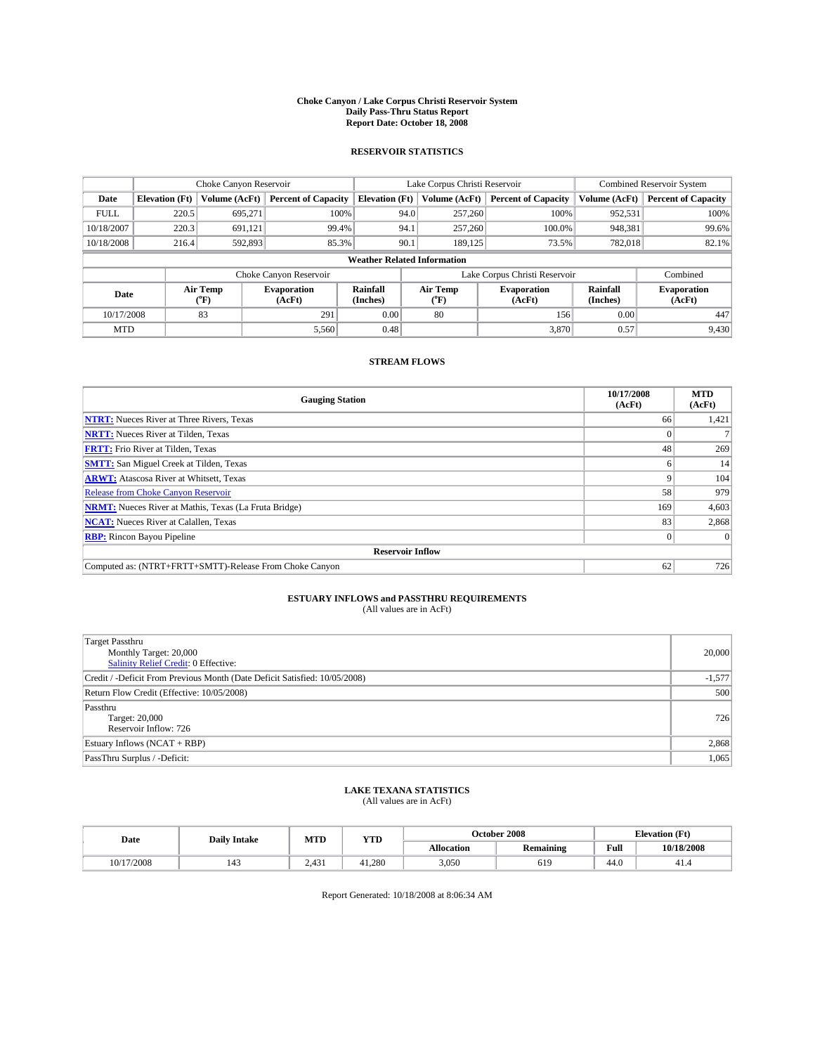# Choke Canyon / Lake Corpus Christi Reservoir System
## Daily Pass-Thru Status Report
## Report Date: October 18, 2008

### RESERVOIR STATISTICS

| | Choke Canyon Reservoir | | | Lake Corpus Christi Reservoir | | | Combined Reservoir System | |
|---|---|---|---|---|---|---|---|---|
| Date | Elevation (Ft) | Volume (AcFt) | Percent of Capacity | Elevation (Ft) | Volume (AcFt) | Percent of Capacity | Volume (AcFt) | Percent of Capacity |
| FULL | 220.5 | 695,271 | 100% | 94.0 | 257,260 | 100% | 952,531 | 100% |
| 10/18/2007 | 220.3 | 691,121 | 99.4% | 94.1 | 257,260 | 100.0% | 948,381 | 99.6% |
| 10/18/2008 | 216.4 | 592,893 | 85.3% | 90.1 | 189,125 | 73.5% | 782,018 | 82.1% |

**Weather Related Information**

| | Choke Canyon Reservoir | | | Lake Corpus Christi Reservoir | | | Combined |
|---|---|---|---|---|---|---|---|
| Date | Air Temp (°F) | Evaporation (AcFt) | Rainfall (Inches) | Air Temp (°F) | Evaporation (AcFt) | Rainfall (Inches) | Evaporation (AcFt) |
| 10/17/2008 | 83 | 291 | 0.00 | 80 | 156 | 0.00 | 447 |
| MTD | | 5,560 | 0.48 | | 3,870 | 0.57 | 9,430 |

### STREAM FLOWS

| Gauging Station | 10/17/2008 (AcFt) | MTD (AcFt) |
|---|---|---|
| NTRT: Nueces River at Three Rivers, Texas | 66 | 1,421 |
| NRTT: Nueces River at Tilden, Texas | 0 | 7 |
| FRTT: Frio River at Tilden, Texas | 48 | 269 |
| SMTT: San Miguel Creek at Tilden, Texas | 6 | 14 |
| ARWT: Atascosa River at Whitsett, Texas | 9 | 104 |
| Release from Choke Canyon Reservoir | 58 | 979 |
| NRMT: Nueces River at Mathis, Texas (La Fruta Bridge) | 169 | 4,603 |
| NCAT: Nueces River at Calallen, Texas | 83 | 2,868 |
| RBP: Rincon Bayou Pipeline | 0 | 0 |
| **Reservoir Inflow** | | |
| Computed as: (NTRT+FRTT+SMTT)-Release From Choke Canyon | 62 | 726 |

### ESTUARY INFLOWS and PASSTHRU REQUIREMENTS
(All values are in AcFt)

| | |
|---|---|
| Target Passthru<br>Monthly Target: 20,000<br>Salinity Relief Credit: 0 Effective: | 20,000 |
| Credit / -Deficit From Previous Month (Date Deficit Satisfied: 10/05/2008) | -1,577 |
| Return Flow Credit (Effective: 10/05/2008) | 500 |
| Passthru<br>Target: 20,000<br>Reservoir Inflow: 726 | 726 |
| Estuary Inflows (NCAT + RBP) | 2,868 |
| PassThru Surplus / -Deficit: | 1,065 |

### LAKE TEXANA STATISTICS
(All values are in AcFt)

| Date | Daily Intake | MTD | YTD | October 2008 | | Elevation (Ft) | |
|---|---|---|---|---|---|---|---|
| | | | | Allocation | Remaining | Full | 10/18/2008 |
| 10/17/2008 | 143 | 2,431 | 41,280 | 3,050 | 619 | 44.0 | 41.4 |

Report Generated: 10/18/2008 at 8:06:34 AM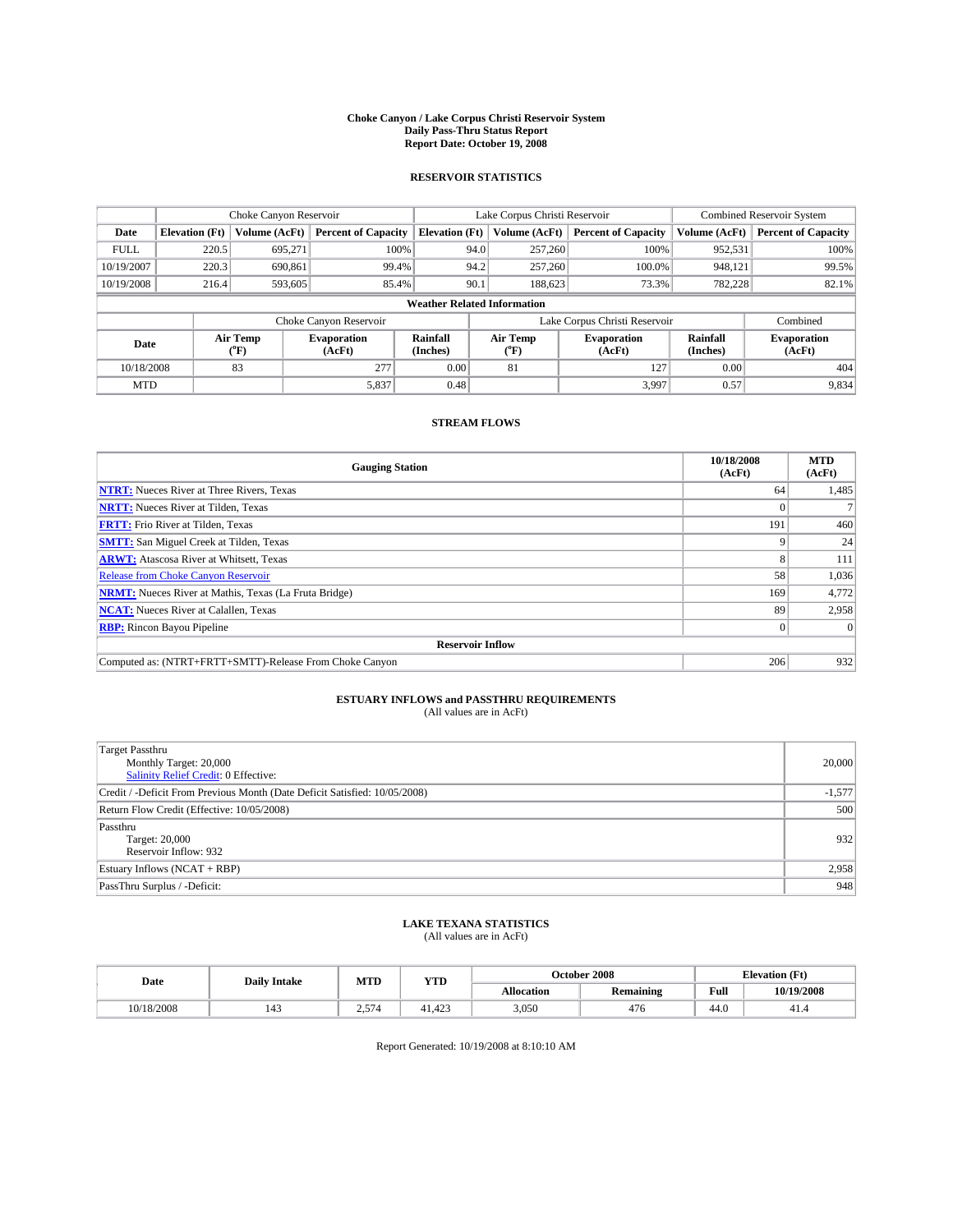# Choke Canyon / Lake Corpus Christi Reservoir System
## Daily Pass-Thru Status Report
## Report Date: October 19, 2008

### RESERVOIR STATISTICS

| | Choke Canyon Reservoir | | | Lake Corpus Christi Reservoir | | | Combined Reservoir System | |
|---|---|---|---|---|---|---|---|---|
| Date | Elevation (Ft) | Volume (AcFt) | Percent of Capacity | Elevation (Ft) | Volume (AcFt) | Percent of Capacity | Volume (AcFt) | Percent of Capacity |
| FULL | 220.5 | 695,271 | 100% | 94.0 | 257,260 | 100% | 952,531 | 100% |
| 10/19/2007 | 220.3 | 690,861 | 99.4% | 94.2 | 257,260 | 100.0% | 948,121 | 99.5% |
| 10/19/2008 | 216.4 | 593,605 | 85.4% | 90.1 | 188,623 | 73.3% | 782,228 | 82.1% |

**Weather Related Information**

| | Choke Canyon Reservoir | | | Lake Corpus Christi Reservoir | | | Combined |
|---|---|---|---|---|---|---|---|
| Date | Air Temp (°F) | Evaporation (AcFt) | Rainfall (Inches) | Air Temp (°F) | Evaporation (AcFt) | Rainfall (Inches) | Evaporation (AcFt) |
| 10/18/2008 | 83 | 277 | 0.00 | 81 | 127 | 0.00 | 404 |
| MTD | | 5,837 | 0.48 | | 3,997 | 0.57 | 9,834 |

### STREAM FLOWS

| Gauging Station | 10/18/2008 (AcFt) | MTD (AcFt) |
|---|---|---|
| **NTRT:** Nueces River at Three Rivers, Texas | 64 | 1,485 |
| **NRTT:** Nueces River at Tilden, Texas | 0 | 7 |
| **FRTT:** Frio River at Tilden, Texas | 191 | 460 |
| **SMTT:** San Miguel Creek at Tilden, Texas | 9 | 24 |
| **ARWT:** Atascosa River at Whitsett, Texas | 8 | 111 |
| Release from Choke Canyon Reservoir | 58 | 1,036 |
| **NRMT:** Nueces River at Mathis, Texas (La Fruta Bridge) | 169 | 4,772 |
| **NCAT:** Nueces River at Calallen, Texas | 89 | 2,958 |
| **RBP:** Rincon Bayou Pipeline | 0 | 0 |
| **Reservoir Inflow** | | |
| Computed as: (NTRT+FRTT+SMTT)-Release From Choke Canyon | 206 | 932 |

### ESTUARY INFLOWS and PASSTHRU REQUIREMENTS
(All values are in AcFt)

| | |
|---|---|
| Target Passthru<br>Monthly Target: 20,000<br>Salinity Relief Credit: 0 Effective: | 20,000 |
| Credit / -Deficit From Previous Month (Date Deficit Satisfied: 10/05/2008) | -1,577 |
| Return Flow Credit (Effective: 10/05/2008) | 500 |
| Passthru<br>Target: 20,000<br>Reservoir Inflow: 932 | 932 |
| Estuary Inflows (NCAT + RBP) | 2,958 |
| PassThru Surplus / -Deficit: | 948 |

### LAKE TEXANA STATISTICS
(All values are in AcFt)

| Date | Daily Intake | MTD | YTD | October 2008 | | Elevation (Ft) | |
|---|---|---|---|---|---|---|---|
| | | | | Allocation | Remaining | Full | 10/19/2008 |
| 10/18/2008 | 143 | 2,574 | 41,423 | 3,050 | 476 | 44.0 | 41.4 |

Report Generated: 10/19/2008 at 8:10:10 AM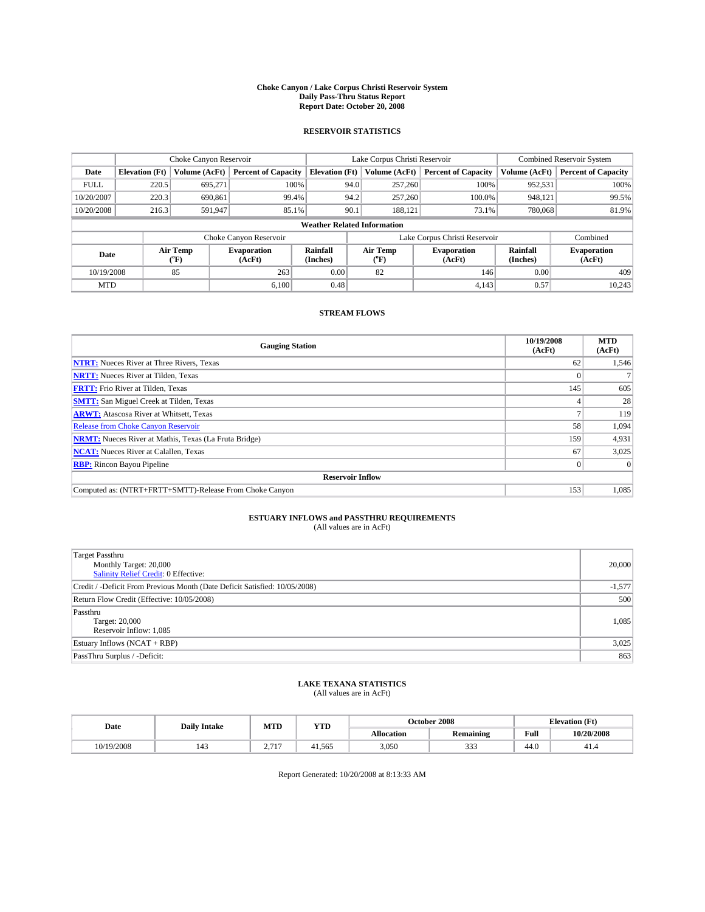# Choke Canyon / Lake Corpus Christi Reservoir System
## Daily Pass-Thru Status Report
## Report Date: October 20, 2008

### RESERVOIR STATISTICS

| | Choke Canyon Reservoir | | | Lake Corpus Christi Reservoir | | | Combined Reservoir System | |
|---|---|---|---|---|---|---|---|---|
| Date | Elevation (Ft) | Volume (AcFt) | Percent of Capacity | Elevation (Ft) | Volume (AcFt) | Percent of Capacity | Volume (AcFt) | Percent of Capacity |
| FULL | 220.5 | 695,271 | 100% | 94.0 | 257,260 | 100% | 952,531 | 100% |
| 10/20/2007 | 220.3 | 690,861 | 99.4% | 94.2 | 257,260 | 100.0% | 948,121 | 99.5% |
| 10/20/2008 | 216.3 | 591,947 | 85.1% | 90.1 | 188,121 | 73.1% | 780,068 | 81.9% |

**Weather Related Information**

| | Choke Canyon Reservoir | | | Lake Corpus Christi Reservoir | | | Combined |
|---|---|---|---|---|---|---|---|
| Date | Air Temp (°F) | Evaporation (AcFt) | Rainfall (Inches) | Air Temp (°F) | Evaporation (AcFt) | Rainfall (Inches) | Evaporation (AcFt) |
| 10/19/2008 | 85 | 263 | 0.00 | 82 | 146 | 0.00 | 409 |
| MTD | | 6,100 | 0.48 | | 4,143 | 0.57 | 10,243 |

### STREAM FLOWS

| Gauging Station | 10/19/2008 (AcFt) | MTD (AcFt) |
|---|---|---|
| NTRT: Nueces River at Three Rivers, Texas | 62 | 1,546 |
| NRTT: Nueces River at Tilden, Texas | 0 | 7 |
| FRTT: Frio River at Tilden, Texas | 145 | 605 |
| SMTT: San Miguel Creek at Tilden, Texas | 4 | 28 |
| ARWT: Atascosa River at Whitsett, Texas | 7 | 119 |
| Release from Choke Canyon Reservoir | 58 | 1,094 |
| NRMT: Nueces River at Mathis, Texas (La Fruta Bridge) | 159 | 4,931 |
| NCAT: Nueces River at Calallen, Texas | 67 | 3,025 |
| RBP: Rincon Bayou Pipeline | 0 | 0 |
| **Reservoir Inflow** | | |
| Computed as: (NTRT+FRTT+SMTT)-Release From Choke Canyon | 153 | 1,085 |

### ESTUARY INFLOWS and PASSTHRU REQUIREMENTS
(All values are in AcFt)

| | |
|---|---|
| Target Passthru<br>Monthly Target: 20,000<br>Salinity Relief Credit: 0 Effective: | 20,000 |
| Credit / -Deficit From Previous Month (Date Deficit Satisfied: 10/05/2008) | -1,577 |
| Return Flow Credit (Effective: 10/05/2008) | 500 |
| Passthru<br>Target: 20,000<br>Reservoir Inflow: 1,085 | 1,085 |
| Estuary Inflows (NCAT + RBP) | 3,025 |
| PassThru Surplus / -Deficit: | 863 |

### LAKE TEXANA STATISTICS
(All values are in AcFt)

| Date | Daily Intake | MTD | YTD | October 2008 | | Elevation (Ft) | |
|---|---|---|---|---|---|---|---|
| | | | | Allocation | Remaining | Full | 10/20/2008 |
| 10/19/2008 | 143 | 2,717 | 41,565 | 3,050 | 333 | 44.0 | 41.4 |

Report Generated: 10/20/2008 at 8:13:33 AM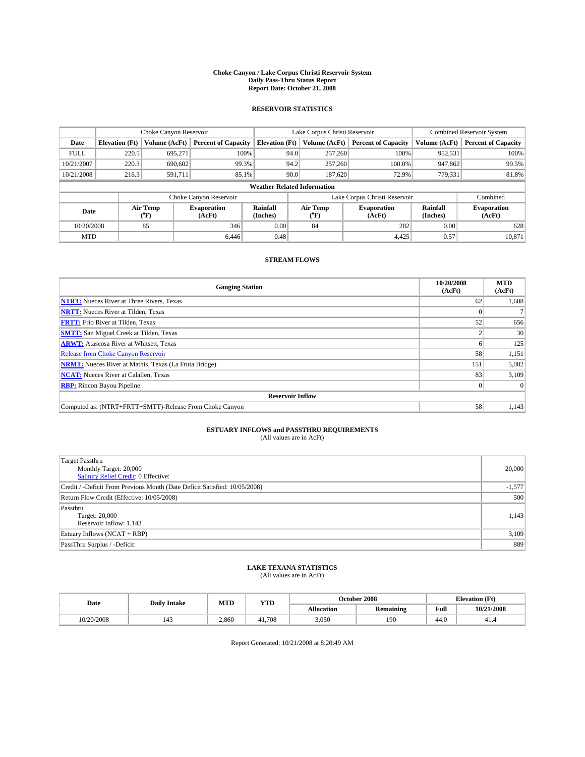# Choke Canyon / Lake Corpus Christi Reservoir System
## Daily Pass-Thru Status Report
### Report Date: October 21, 2008

## RESERVOIR STATISTICS

| | Choke Canyon Reservoir | | | Lake Corpus Christi Reservoir | | | Combined Reservoir System | |
|---|---|---|---|---|---|---|---|---|
| Date | Elevation (Ft) | Volume (AcFt) | Percent of Capacity | Elevation (Ft) | Volume (AcFt) | Percent of Capacity | Volume (AcFt) | Percent of Capacity |
| FULL | 220.5 | 695,271 | 100% | 94.0 | 257,260 | 100% | 952,531 | 100% |
| 10/21/2007 | 220.3 | 690,602 | 99.3% | 94.2 | 257,260 | 100.0% | 947,862 | 99.5% |
| 10/21/2008 | 216.3 | 591,711 | 85.1% | 90.0 | 187,620 | 72.9% | 779,331 | 81.8% |

**Weather Related Information**

| | Choke Canyon Reservoir | | | Lake Corpus Christi Reservoir | | | Combined |
|---|---|---|---|---|---|---|---|
| Date | Air Temp (°F) | Evaporation (AcFt) | Rainfall (Inches) | Air Temp (°F) | Evaporation (AcFt) | Rainfall (Inches) | Evaporation (AcFt) |
| 10/20/2008 | 85 | 346 | 0.00 | 84 | 282 | 0.00 | 628 |
| MTD | | 6,446 | 0.48 | | 4,425 | 0.57 | 10,871 |

## STREAM FLOWS

| Gauging Station | 10/20/2008 (AcFt) | MTD (AcFt) |
|---|---|---|
| NTRT: Nueces River at Three Rivers, Texas | 62 | 1,608 |
| NRTT: Nueces River at Tilden, Texas | 0 | 7 |
| FRTT: Frio River at Tilden, Texas | 52 | 656 |
| SMTT: San Miguel Creek at Tilden, Texas | 2 | 30 |
| ARWT: Atascosa River at Whitsett, Texas | 6 | 125 |
| Release from Choke Canyon Reservoir | 58 | 1,151 |
| NRMT: Nueces River at Mathis, Texas (La Fruta Bridge) | 151 | 5,082 |
| NCAT: Nueces River at Calallen, Texas | 83 | 3,109 |
| RBP: Rincon Bayou Pipeline | 0 | 0 |
| **Reservoir Inflow** | | |
| Computed as: (NTRT+FRTT+SMTT)-Release From Choke Canyon | 58 | 1,143 |

## ESTUARY INFLOWS and PASSTHRU REQUIREMENTS
(All values are in AcFt)

| | |
|---|---|
| Target Passthru<br>Monthly Target: 20,000<br>Salinity Relief Credit: 0 Effective: | 20,000 |
| Credit / -Deficit From Previous Month (Date Deficit Satisfied: 10/05/2008) | -1,577 |
| Return Flow Credit (Effective: 10/05/2008) | 500 |
| Passthru<br>Target: 20,000<br>Reservoir Inflow: 1,143 | 1,143 |
| Estuary Inflows (NCAT + RBP) | 3,109 |
| PassThru Surplus / -Deficit: | 889 |

## LAKE TEXANA STATISTICS
(All values are in AcFt)

| Date | Daily Intake | MTD | YTD | October 2008 | | Elevation (Ft) | |
|---|---|---|---|---|---|---|---|
| | | | | Allocation | Remaining | Full | 10/21/2008 |
| 10/20/2008 | 143 | 2,860 | 41,708 | 3,050 | 190 | 44.0 | 41.4 |

Report Generated: 10/21/2008 at 8:20:49 AM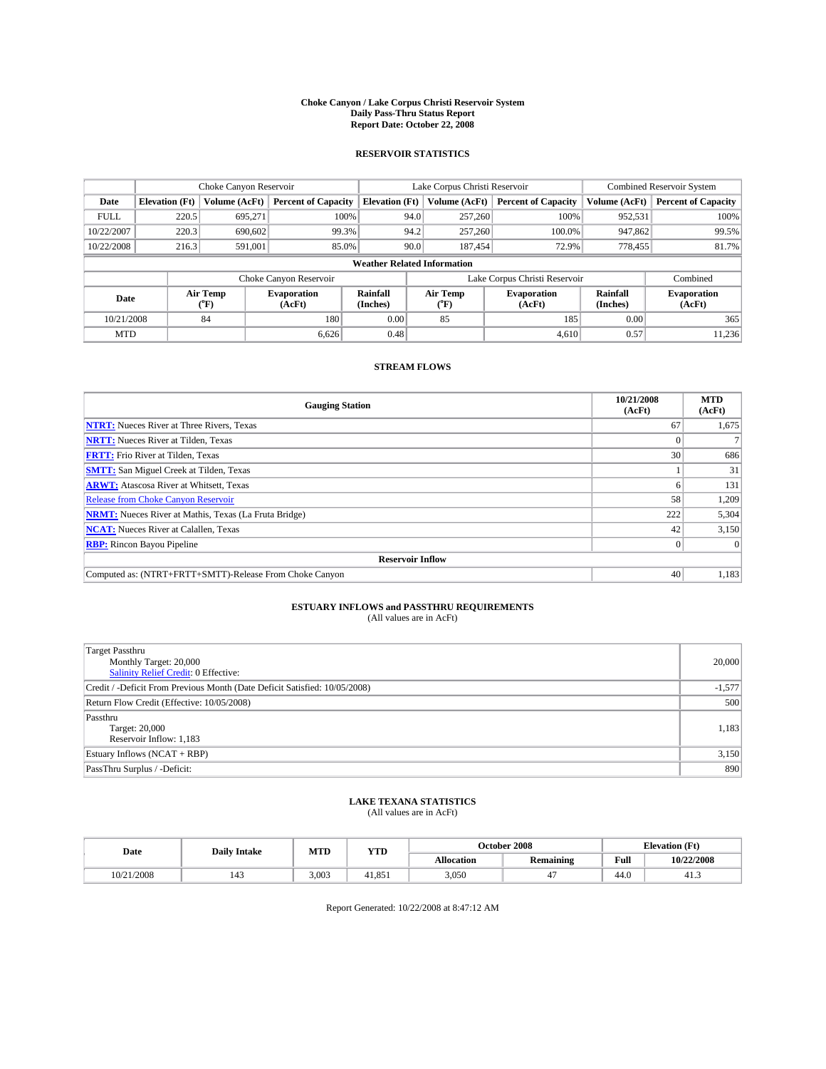# Choke Canyon / Lake Corpus Christi Reservoir System
## Daily Pass-Thru Status Report
### Report Date: October 22, 2008

## RESERVOIR STATISTICS

| | Choke Canyon Reservoir | | | Lake Corpus Christi Reservoir | | | Combined Reservoir System | |
|---|---|---|---|---|---|---|---|---|
| Date | Elevation (Ft) | Volume (AcFt) | Percent of Capacity | Elevation (Ft) | Volume (AcFt) | Percent of Capacity | Volume (AcFt) | Percent of Capacity |
| FULL | 220.5 | 695,271 | 100% | 94.0 | 257,260 | 100% | 952,531 | 100% |
| 10/22/2007 | 220.3 | 690,602 | 99.3% | 94.2 | 257,260 | 100.0% | 947,862 | 99.5% |
| 10/22/2008 | 216.3 | 591,001 | 85.0% | 90.0 | 187,454 | 72.9% | 778,455 | 81.7% |

**Weather Related Information**

| | Choke Canyon Reservoir | | | Lake Corpus Christi Reservoir | | | Combined |
|---|---|---|---|---|---|---|---|
| Date | Air Temp (°F) | Evaporation (AcFt) | Rainfall (Inches) | Air Temp (°F) | Evaporation (AcFt) | Rainfall (Inches) | Evaporation (AcFt) |
| 10/21/2008 | 84 | 180 | 0.00 | 85 | 185 | 0.00 | 365 |
| MTD | | 6,626 | 0.48 | | 4,610 | 0.57 | 11,236 |

## STREAM FLOWS

| Gauging Station | 10/21/2008 (AcFt) | MTD (AcFt) |
|---|---|---|
| **NTRT:** Nueces River at Three Rivers, Texas | 67 | 1,675 |
| **NRTT:** Nueces River at Tilden, Texas | 0 | 7 |
| **FRTT:** Frio River at Tilden, Texas | 30 | 686 |
| **SMTT:** San Miguel Creek at Tilden, Texas | 1 | 31 |
| **ARWT:** Atascosa River at Whitsett, Texas | 6 | 131 |
| Release from Choke Canyon Reservoir | 58 | 1,209 |
| **NRMT:** Nueces River at Mathis, Texas (La Fruta Bridge) | 222 | 5,304 |
| **NCAT:** Nueces River at Calallen, Texas | 42 | 3,150 |
| **RBP:** Rincon Bayou Pipeline | 0 | 0 |
| **Reservoir Inflow** | | |
| Computed as: (NTRT+FRTT+SMTT)-Release From Choke Canyon | 40 | 1,183 |

## ESTUARY INFLOWS and PASSTHRU REQUIREMENTS
(All values are in AcFt)

| | |
|---|---|
| Target Passthru<br>Monthly Target: 20,000<br>Salinity Relief Credit: 0 Effective: | 20,000 |
| Credit / -Deficit From Previous Month (Date Deficit Satisfied: 10/05/2008) | -1,577 |
| Return Flow Credit (Effective: 10/05/2008) | 500 |
| Passthru<br>Target: 20,000<br>Reservoir Inflow: 1,183 | 1,183 |
| Estuary Inflows (NCAT + RBP) | 3,150 |
| PassThru Surplus / -Deficit: | 890 |

## LAKE TEXANA STATISTICS
(All values are in AcFt)

| Date | Daily Intake | MTD | YTD | October 2008 | | Elevation (Ft) | |
|---|---|---|---|---|---|---|---|
| | | | | Allocation | Remaining | Full | 10/22/2008 |
| 10/21/2008 | 143 | 3,003 | 41,851 | 3,050 | 47 | 44.0 | 41.3 |

Report Generated: 10/22/2008 at 8:47:12 AM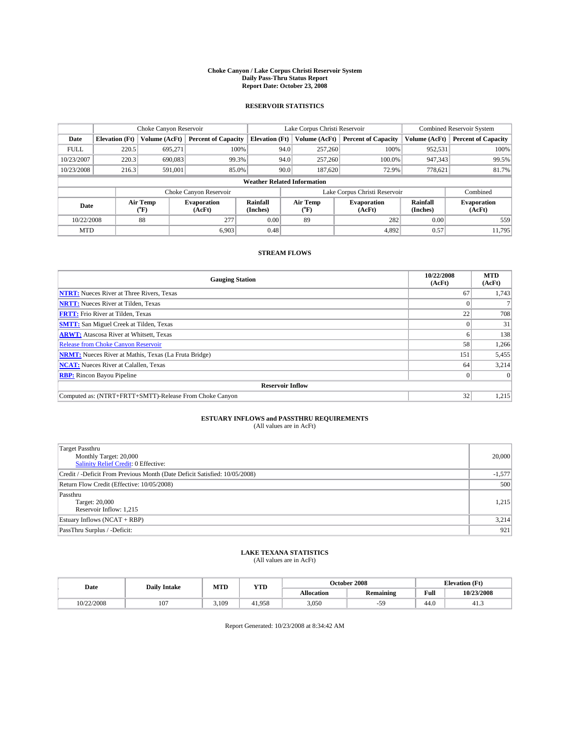# Choke Canyon / Lake Corpus Christi Reservoir System
## Daily Pass-Thru Status Report
### Report Date: October 23, 2008

## RESERVOIR STATISTICS

| | Choke Canyon Reservoir | | | Lake Corpus Christi Reservoir | | | Combined Reservoir System | |
|---|---|---|---|---|---|---|---|---|
| Date | Elevation (Ft) | Volume (AcFt) | Percent of Capacity | Elevation (Ft) | Volume (AcFt) | Percent of Capacity | Volume (AcFt) | Percent of Capacity |
| FULL | 220.5 | 695,271 | 100% | 94.0 | 257,260 | 100% | 952,531 | 100% |
| 10/23/2007 | 220.3 | 690,083 | 99.3% | 94.0 | 257,260 | 100.0% | 947,343 | 99.5% |
| 10/23/2008 | 216.3 | 591,001 | 85.0% | 90.0 | 187,620 | 72.9% | 778,621 | 81.7% |

**Weather Related Information**

| | Choke Canyon Reservoir | | | Lake Corpus Christi Reservoir | | | Combined |
|---|---|---|---|---|---|---|---|
| Date | Air Temp (°F) | Evaporation (AcFt) | Rainfall (Inches) | Air Temp (°F) | Evaporation (AcFt) | Rainfall (Inches) | Evaporation (AcFt) |
| 10/22/2008 | 88 | 277 | 0.00 | 89 | 282 | 0.00 | 559 |
| MTD | | 6,903 | 0.48 | | 4,892 | 0.57 | 11,795 |

## STREAM FLOWS

| Gauging Station | 10/22/2008 (AcFt) | MTD (AcFt) |
|---|---|---|
| NTRT: Nueces River at Three Rivers, Texas | 67 | 1,743 |
| NRTT: Nueces River at Tilden, Texas | 0 | 7 |
| FRTT: Frio River at Tilden, Texas | 22 | 708 |
| SMTT: San Miguel Creek at Tilden, Texas | 0 | 31 |
| ARWT: Atascosa River at Whitsett, Texas | 6 | 138 |
| Release from Choke Canyon Reservoir | 58 | 1,266 |
| NRMT: Nueces River at Mathis, Texas (La Fruta Bridge) | 151 | 5,455 |
| NCAT: Nueces River at Calallen, Texas | 64 | 3,214 |
| RBP: Rincon Bayou Pipeline | 0 | 0 |
| **Reservoir Inflow** | | |
| Computed as: (NTRT+FRTT+SMTT)-Release From Choke Canyon | 32 | 1,215 |

## ESTUARY INFLOWS and PASSTHRU REQUIREMENTS
(All values are in AcFt)

| | |
|---|---|
| Target Passthru<br>Monthly Target: 20,000<br>Salinity Relief Credit: 0 Effective: | 20,000 |
| Credit / -Deficit From Previous Month (Date Deficit Satisfied: 10/05/2008) | -1,577 |
| Return Flow Credit (Effective: 10/05/2008) | 500 |
| Passthru<br>Target: 20,000<br>Reservoir Inflow: 1,215 | 1,215 |
| Estuary Inflows (NCAT + RBP) | 3,214 |
| PassThru Surplus / -Deficit: | 921 |

## LAKE TEXANA STATISTICS
(All values are in AcFt)

| Date | Daily Intake | MTD | YTD | October 2008 | | Elevation (Ft) | |
|---|---|---|---|---|---|---|---|
| | | | | Allocation | Remaining | Full | 10/23/2008 |
| 10/22/2008 | 107 | 3,109 | 41,958 | 3,050 | -59 | 44.0 | 41.3 |

Report Generated: 10/23/2008 at 8:34:42 AM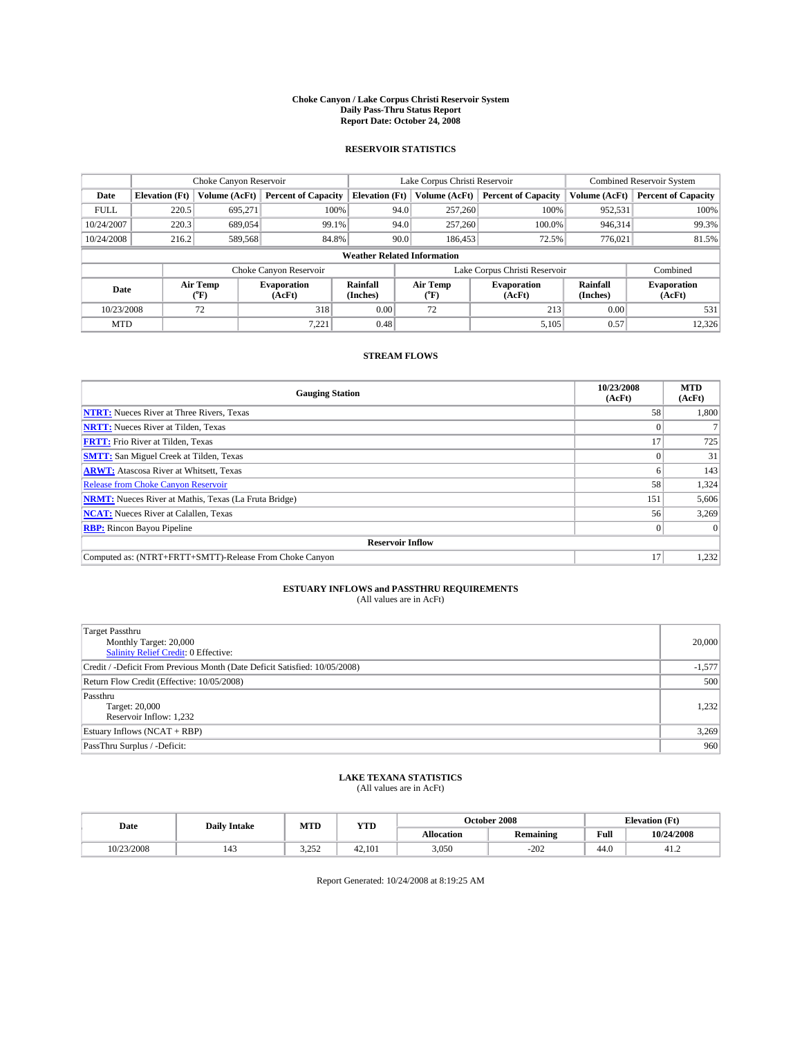# Choke Canyon / Lake Corpus Christi Reservoir System
## Daily Pass-Thru Status Report
## Report Date: October 24, 2008

### RESERVOIR STATISTICS

| | Choke Canyon Reservoir | | | Lake Corpus Christi Reservoir | | | Combined Reservoir System | |
|---|---|---|---|---|---|---|---|---|
| Date | Elevation (Ft) | Volume (AcFt) | Percent of Capacity | Elevation (Ft) | Volume (AcFt) | Percent of Capacity | Volume (AcFt) | Percent of Capacity |
| FULL | 220.5 | 695,271 | 100% | 94.0 | 257,260 | 100% | 952,531 | 100% |
| 10/24/2007 | 220.3 | 689,054 | 99.1% | 94.0 | 257,260 | 100.0% | 946,314 | 99.3% |
| 10/24/2008 | 216.2 | 589,568 | 84.8% | 90.0 | 186,453 | 72.5% | 776,021 | 81.5% |

**Weather Related Information**

| | Choke Canyon Reservoir | | | Lake Corpus Christi Reservoir | | | Combined |
|---|---|---|---|---|---|---|---|
| Date | Air Temp (°F) | Evaporation (AcFt) | Rainfall (Inches) | Air Temp (°F) | Evaporation (AcFt) | Rainfall (Inches) | Evaporation (AcFt) |
| 10/23/2008 | 72 | 318 | 0.00 | 72 | 213 | 0.00 | 531 |
| MTD | | 7,221 | 0.48 | | 5,105 | 0.57 | 12,326 |

### STREAM FLOWS

| Gauging Station | 10/23/2008 (AcFt) | MTD (AcFt) |
|---|---|---|
| NTRT: Nueces River at Three Rivers, Texas | 58 | 1,800 |
| NRTT: Nueces River at Tilden, Texas | 0 | 7 |
| FRTT: Frio River at Tilden, Texas | 17 | 725 |
| SMTT: San Miguel Creek at Tilden, Texas | 0 | 31 |
| ARWT: Atascosa River at Whitsett, Texas | 6 | 143 |
| Release from Choke Canyon Reservoir | 58 | 1,324 |
| NRMT: Nueces River at Mathis, Texas (La Fruta Bridge) | 151 | 5,606 |
| NCAT: Nueces River at Calallen, Texas | 56 | 3,269 |
| RBP: Rincon Bayou Pipeline | 0 | 0 |
| **Reservoir Inflow** | | |
| Computed as: (NTRT+FRTT+SMTT)-Release From Choke Canyon | 17 | 1,232 |

### ESTUARY INFLOWS and PASSTHRU REQUIREMENTS
(All values are in AcFt)

| | |
|---|---|
| Target Passthru<br>Monthly Target: 20,000<br>Salinity Relief Credit: 0 Effective: | 20,000 |
| Credit / -Deficit From Previous Month (Date Deficit Satisfied: 10/05/2008) | -1,577 |
| Return Flow Credit (Effective: 10/05/2008) | 500 |
| Passthru<br>Target: 20,000<br>Reservoir Inflow: 1,232 | 1,232 |
| Estuary Inflows (NCAT + RBP) | 3,269 |
| PassThru Surplus / -Deficit: | 960 |

### LAKE TEXANA STATISTICS
(All values are in AcFt)

| Date | Daily Intake | MTD | YTD | October 2008 | | Elevation (Ft) | |
|---|---|---|---|---|---|---|---|
| | | | | Allocation | Remaining | Full | 10/24/2008 |
| 10/23/2008 | 143 | 3,252 | 42,101 | 3,050 | -202 | 44.0 | 41.2 |

Report Generated: 10/24/2008 at 8:19:25 AM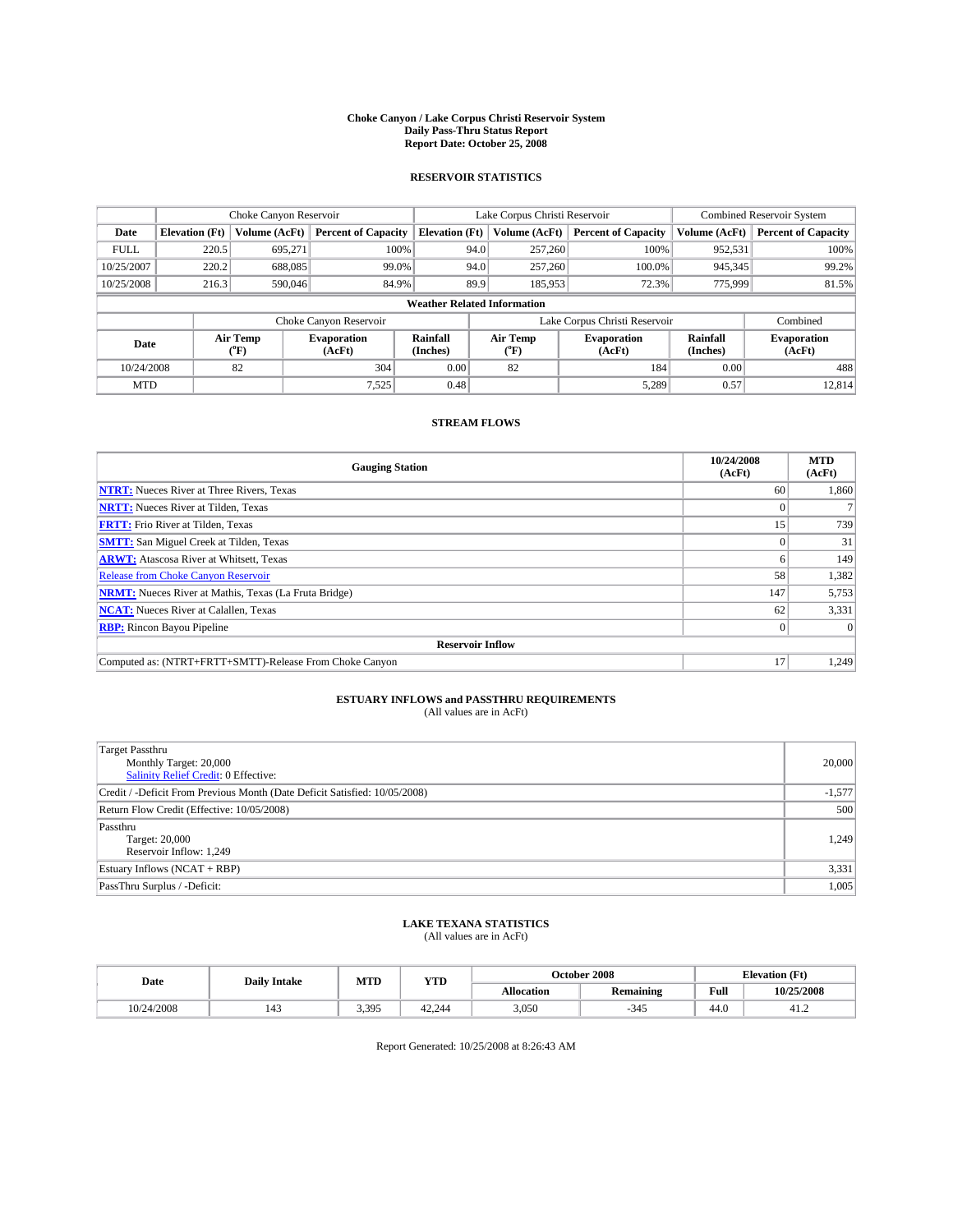# Choke Canyon / Lake Corpus Christi Reservoir System
## Daily Pass-Thru Status Report
## Report Date: October 25, 2008

### RESERVOIR STATISTICS

| | Choke Canyon Reservoir | | | Lake Corpus Christi Reservoir | | | Combined Reservoir System | |
|---|---|---|---|---|---|---|---|---|
| Date | Elevation (Ft) | Volume (AcFt) | Percent of Capacity | Elevation (Ft) | Volume (AcFt) | Percent of Capacity | Volume (AcFt) | Percent of Capacity |
| FULL | 220.5 | 695,271 | 100% | 94.0 | 257,260 | 100% | 952,531 | 100% |
| 10/25/2007 | 220.2 | 688,085 | 99.0% | 94.0 | 257,260 | 100.0% | 945,345 | 99.2% |
| 10/25/2008 | 216.3 | 590,046 | 84.9% | 89.9 | 185,953 | 72.3% | 775,999 | 81.5% |

**Weather Related Information**

| | Choke Canyon Reservoir | | | Lake Corpus Christi Reservoir | | | Combined |
|---|---|---|---|---|---|---|---|
| Date | Air Temp (°F) | Evaporation (AcFt) | Rainfall (Inches) | Air Temp (°F) | Evaporation (AcFt) | Rainfall (Inches) | Evaporation (AcFt) |
| 10/24/2008 | 82 | 304 | 0.00 | 82 | 184 | 0.00 | 488 |
| MTD | | 7,525 | 0.48 | | 5,289 | 0.57 | 12,814 |

### STREAM FLOWS

| Gauging Station | 10/24/2008 (AcFt) | MTD (AcFt) |
|---|---|---|
| NTRT: Nueces River at Three Rivers, Texas | 60 | 1,860 |
| NRTT: Nueces River at Tilden, Texas | 0 | 7 |
| FRTT: Frio River at Tilden, Texas | 15 | 739 |
| SMTT: San Miguel Creek at Tilden, Texas | 0 | 31 |
| ARWT: Atascosa River at Whitsett, Texas | 6 | 149 |
| Release from Choke Canyon Reservoir | 58 | 1,382 |
| NRMT: Nueces River at Mathis, Texas (La Fruta Bridge) | 147 | 5,753 |
| NCAT: Nueces River at Calallen, Texas | 62 | 3,331 |
| RBP: Rincon Bayou Pipeline | 0 | 0 |
| **Reservoir Inflow** | | |
| Computed as: (NTRT+FRTT+SMTT)-Release From Choke Canyon | 17 | 1,249 |

### ESTUARY INFLOWS and PASSTHRU REQUIREMENTS
(All values are in AcFt)

| | |
|---|---|
| Target Passthru<br>Monthly Target: 20,000<br>Salinity Relief Credit: 0 Effective: | 20,000 |
| Credit / -Deficit From Previous Month (Date Deficit Satisfied: 10/05/2008) | -1,577 |
| Return Flow Credit (Effective: 10/05/2008) | 500 |
| Passthru<br>Target: 20,000<br>Reservoir Inflow: 1,249 | 1,249 |
| Estuary Inflows (NCAT + RBP) | 3,331 |
| PassThru Surplus / -Deficit: | 1,005 |

### LAKE TEXANA STATISTICS
(All values are in AcFt)

| Date | Daily Intake | MTD | YTD | October 2008 | | Elevation (Ft) | |
|---|---|---|---|---|---|---|---|
| | | | | Allocation | Remaining | Full | 10/25/2008 |
| 10/24/2008 | 143 | 3,395 | 42,244 | 3,050 | -345 | 44.0 | 41.2 |

Report Generated: 10/25/2008 at 8:26:43 AM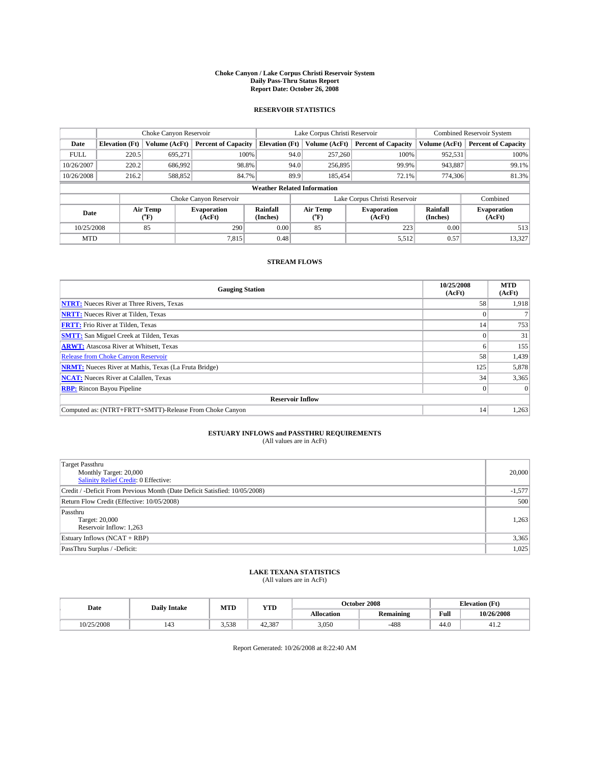# Choke Canyon / Lake Corpus Christi Reservoir System
## Daily Pass-Thru Status Report
## Report Date: October 26, 2008

### RESERVOIR STATISTICS

| | Choke Canyon Reservoir | | | Lake Corpus Christi Reservoir | | | Combined Reservoir System | |
|---|---|---|---|---|---|---|---|---|
| Date | Elevation (Ft) | Volume (AcFt) | Percent of Capacity | Elevation (Ft) | Volume (AcFt) | Percent of Capacity | Volume (AcFt) | Percent of Capacity |
| FULL | 220.5 | 695,271 | 100% | 94.0 | 257,260 | 100% | 952,531 | 100% |
| 10/26/2007 | 220.2 | 686,992 | 98.8% | 94.0 | 256,895 | 99.9% | 943,887 | 99.1% |
| 10/26/2008 | 216.2 | 588,852 | 84.7% | 89.9 | 185,454 | 72.1% | 774,306 | 81.3% |

**Weather Related Information**

| | Choke Canyon Reservoir | | | Lake Corpus Christi Reservoir | | | Combined |
|---|---|---|---|---|---|---|---|
| Date | Air Temp (°F) | Evaporation (AcFt) | Rainfall (Inches) | Air Temp (°F) | Evaporation (AcFt) | Rainfall (Inches) | Evaporation (AcFt) |
| 10/25/2008 | 85 | 290 | 0.00 | 85 | 223 | 0.00 | 513 |
| MTD | | 7,815 | 0.48 | | 5,512 | 0.57 | 13,327 |

### STREAM FLOWS

| Gauging Station | 10/25/2008 (AcFt) | MTD (AcFt) |
|---|---|---|
| NTRT: Nueces River at Three Rivers, Texas | 58 | 1,918 |
| NRTT: Nueces River at Tilden, Texas | 0 | 7 |
| FRTT: Frio River at Tilden, Texas | 14 | 753 |
| SMTT: San Miguel Creek at Tilden, Texas | 0 | 31 |
| ARWT: Atascosa River at Whitsett, Texas | 6 | 155 |
| Release from Choke Canyon Reservoir | 58 | 1,439 |
| NRMT: Nueces River at Mathis, Texas (La Fruta Bridge) | 125 | 5,878 |
| NCAT: Nueces River at Calallen, Texas | 34 | 3,365 |
| RBP: Rincon Bayou Pipeline | 0 | 0 |
| **Reservoir Inflow** | | |
| Computed as: (NTRT+FRTT+SMTT)-Release From Choke Canyon | 14 | 1,263 |

### ESTUARY INFLOWS and PASSTHRU REQUIREMENTS
(All values are in AcFt)

| | |
|---|---|
| Target Passthru<br>Monthly Target: 20,000<br>Salinity Relief Credit: 0 Effective: | 20,000 |
| Credit / -Deficit From Previous Month (Date Deficit Satisfied: 10/05/2008) | -1,577 |
| Return Flow Credit (Effective: 10/05/2008) | 500 |
| Passthru<br>Target: 20,000<br>Reservoir Inflow: 1,263 | 1,263 |
| Estuary Inflows (NCAT + RBP) | 3,365 |
| PassThru Surplus / -Deficit: | 1,025 |

### LAKE TEXANA STATISTICS
(All values are in AcFt)

| Date | Daily Intake | MTD | YTD | October 2008 | | Elevation (Ft) | |
|---|---|---|---|---|---|---|---|
| | | | | Allocation | Remaining | Full | 10/26/2008 |
| 10/25/2008 | 143 | 3,538 | 42,387 | 3,050 | -488 | 44.0 | 41.2 |

Report Generated: 10/26/2008 at 8:22:40 AM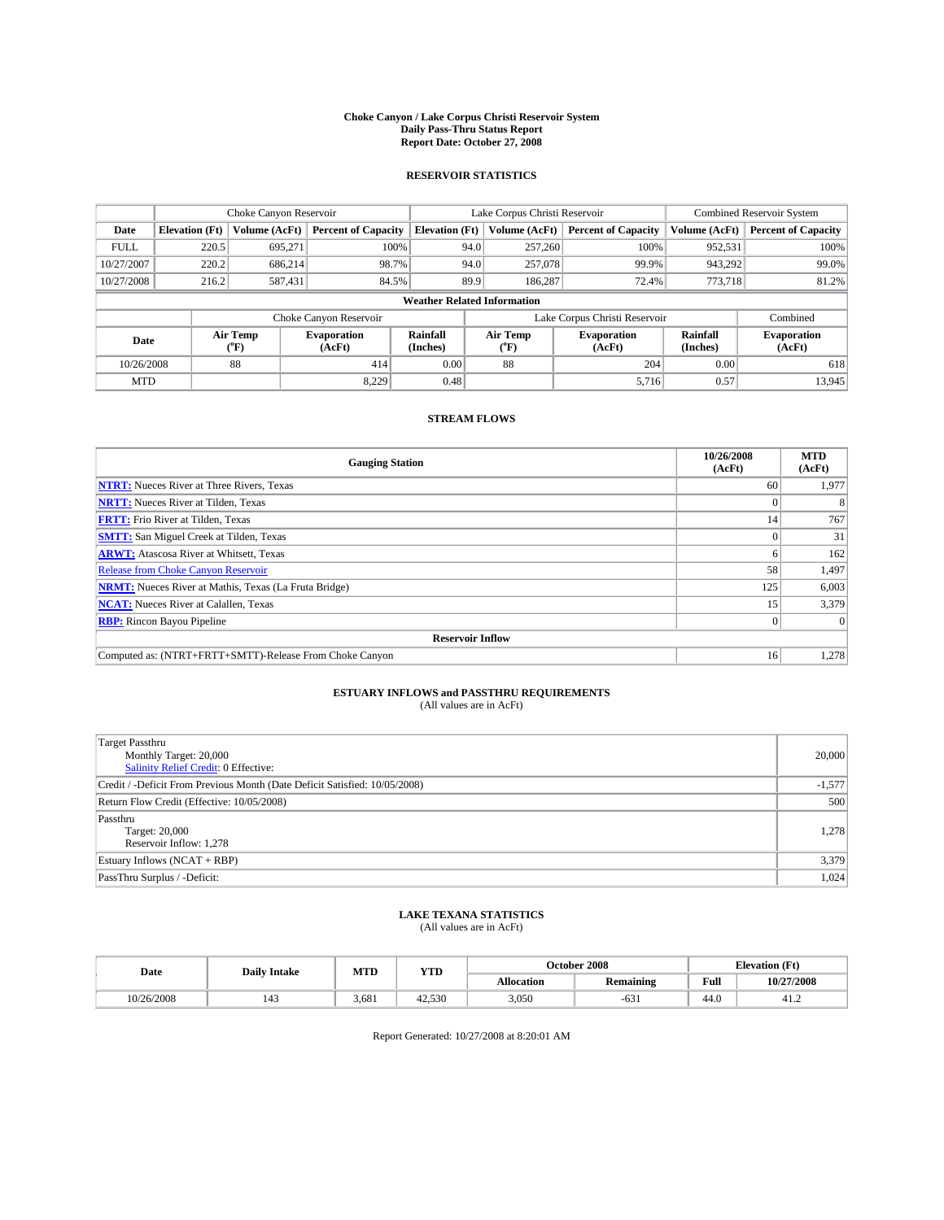# Choke Canyon / Lake Corpus Christi Reservoir System
## Daily Pass-Thru Status Report
## Report Date: October 27, 2008

### RESERVOIR STATISTICS

| | Choke Canyon Reservoir | | | Lake Corpus Christi Reservoir | | | Combined Reservoir System | |
|---|---|---|---|---|---|---|---|---|
| Date | Elevation (Ft) | Volume (AcFt) | Percent of Capacity | Elevation (Ft) | Volume (AcFt) | Percent of Capacity | Volume (AcFt) | Percent of Capacity |
| FULL | 220.5 | 695,271 | 100% | 94.0 | 257,260 | 100% | 952,531 | 100% |
| 10/27/2007 | 220.2 | 686,214 | 98.7% | 94.0 | 257,078 | 99.9% | 943,292 | 99.0% |
| 10/27/2008 | 216.2 | 587,431 | 84.5% | 89.9 | 186,287 | 72.4% | 773,718 | 81.2% |

**Weather Related Information**

| | Choke Canyon Reservoir | | | Lake Corpus Christi Reservoir | | | Combined |
|---|---|---|---|---|---|---|---|
| Date | Air Temp (°F) | Evaporation (AcFt) | Rainfall (Inches) | Air Temp (°F) | Evaporation (AcFt) | Rainfall (Inches) | Evaporation (AcFt) |
| 10/26/2008 | 88 | 414 | 0.00 | 88 | 204 | 0.00 | 618 |
| MTD | | 8,229 | 0.48 | | 5,716 | 0.57 | 13,945 |

### STREAM FLOWS

| Gauging Station | 10/26/2008 (AcFt) | MTD (AcFt) |
|---|---|---|
| NTRT: Nueces River at Three Rivers, Texas | 60 | 1,977 |
| NRTT: Nueces River at Tilden, Texas | 0 | 8 |
| FRTT: Frio River at Tilden, Texas | 14 | 767 |
| SMTT: San Miguel Creek at Tilden, Texas | 0 | 31 |
| ARWT: Atascosa River at Whitsett, Texas | 6 | 162 |
| Release from Choke Canyon Reservoir | 58 | 1,497 |
| NRMT: Nueces River at Mathis, Texas (La Fruta Bridge) | 125 | 6,003 |
| NCAT: Nueces River at Calallen, Texas | 15 | 3,379 |
| RBP: Rincon Bayou Pipeline | 0 | 0 |
| **Reservoir Inflow** | | |
| Computed as: (NTRT+FRTT+SMTT)-Release From Choke Canyon | 16 | 1,278 |

### ESTUARY INFLOWS and PASSTHRU REQUIREMENTS
(All values are in AcFt)

| | |
|---|---|
| Target Passthru<br>Monthly Target: 20,000<br>Salinity Relief Credit: 0 Effective: | 20,000 |
| Credit / -Deficit From Previous Month (Date Deficit Satisfied: 10/05/2008) | -1,577 |
| Return Flow Credit (Effective: 10/05/2008) | 500 |
| Passthru<br>Target: 20,000<br>Reservoir Inflow: 1,278 | 1,278 |
| Estuary Inflows (NCAT + RBP) | 3,379 |
| PassThru Surplus / -Deficit: | 1,024 |

### LAKE TEXANA STATISTICS
(All values are in AcFt)

| Date | Daily Intake | MTD | YTD | October 2008 | | Elevation (Ft) | |
|---|---|---|---|---|---|---|---|
| | | | | Allocation | Remaining | Full | 10/27/2008 |
| 10/26/2008 | 143 | 3,681 | 42,530 | 3,050 | -631 | 44.0 | 41.2 |

Report Generated: 10/27/2008 at 8:20:01 AM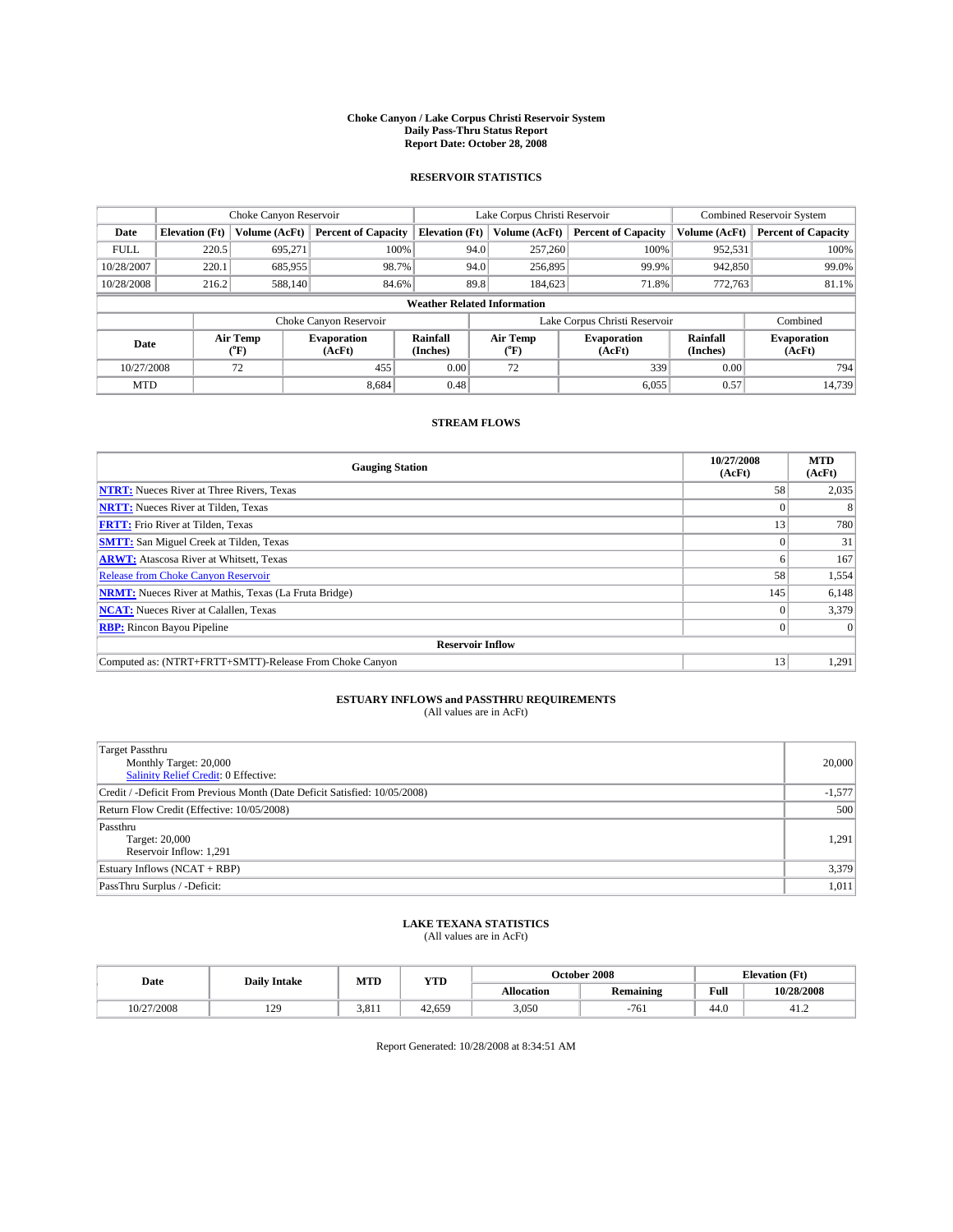# Choke Canyon / Lake Corpus Christi Reservoir System
## Daily Pass-Thru Status Report
### Report Date: October 28, 2008

## RESERVOIR STATISTICS

| | Choke Canyon Reservoir | | | Lake Corpus Christi Reservoir | | | Combined Reservoir System | |
|---|---|---|---|---|---|---|---|---|
| Date | Elevation (Ft) | Volume (AcFt) | Percent of Capacity | Elevation (Ft) | Volume (AcFt) | Percent of Capacity | Volume (AcFt) | Percent of Capacity |
| FULL | 220.5 | 695,271 | 100% | 94.0 | 257,260 | 100% | 952,531 | 100% |
| 10/28/2007 | 220.1 | 685,955 | 98.7% | 94.0 | 256,895 | 99.9% | 942,850 | 99.0% |
| 10/28/2008 | 216.2 | 588,140 | 84.6% | 89.8 | 184,623 | 71.8% | 772,763 | 81.1% |

**Weather Related Information**

| | Choke Canyon Reservoir | | | Lake Corpus Christi Reservoir | | | Combined |
|---|---|---|---|---|---|---|---|
| Date | Air Temp (°F) | Evaporation (AcFt) | Rainfall (Inches) | Air Temp (°F) | Evaporation (AcFt) | Rainfall (Inches) | Evaporation (AcFt) |
| 10/27/2008 | 72 | 455 | 0.00 | 72 | 339 | 0.00 | 794 |
| MTD | | 8,684 | 0.48 | | 6,055 | 0.57 | 14,739 |

## STREAM FLOWS

| Gauging Station | 10/27/2008 (AcFt) | MTD (AcFt) |
|---|---|---|
| NTRT: Nueces River at Three Rivers, Texas | 58 | 2,035 |
| NRTT: Nueces River at Tilden, Texas | 0 | 8 |
| FRTT: Frio River at Tilden, Texas | 13 | 780 |
| SMTT: San Miguel Creek at Tilden, Texas | 0 | 31 |
| ARWT: Atascosa River at Whitsett, Texas | 6 | 167 |
| Release from Choke Canyon Reservoir | 58 | 1,554 |
| NRMT: Nueces River at Mathis, Texas (La Fruta Bridge) | 145 | 6,148 |
| NCAT: Nueces River at Calallen, Texas | 0 | 3,379 |
| RBP: Rincon Bayou Pipeline | 0 | 0 |
| **Reservoir Inflow** | | |
| Computed as: (NTRT+FRTT+SMTT)-Release From Choke Canyon | 13 | 1,291 |

## ESTUARY INFLOWS and PASSTHRU REQUIREMENTS
(All values are in AcFt)

| | |
|---|---|
| Target Passthru<br>Monthly Target: 20,000<br>Salinity Relief Credit: 0 Effective: | 20,000 |
| Credit / -Deficit From Previous Month (Date Deficit Satisfied: 10/05/2008) | -1,577 |
| Return Flow Credit (Effective: 10/05/2008) | 500 |
| Passthru<br>Target: 20,000<br>Reservoir Inflow: 1,291 | 1,291 |
| Estuary Inflows (NCAT + RBP) | 3,379 |
| PassThru Surplus / -Deficit: | 1,011 |

## LAKE TEXANA STATISTICS
(All values are in AcFt)

| Date | Daily Intake | MTD | YTD | October 2008 | | Elevation (Ft) | |
|---|---|---|---|---|---|---|---|
| | | | | Allocation | Remaining | Full | 10/28/2008 |
| 10/27/2008 | 129 | 3,811 | 42,659 | 3,050 | -761 | 44.0 | 41.2 |

Report Generated: 10/28/2008 at 8:34:51 AM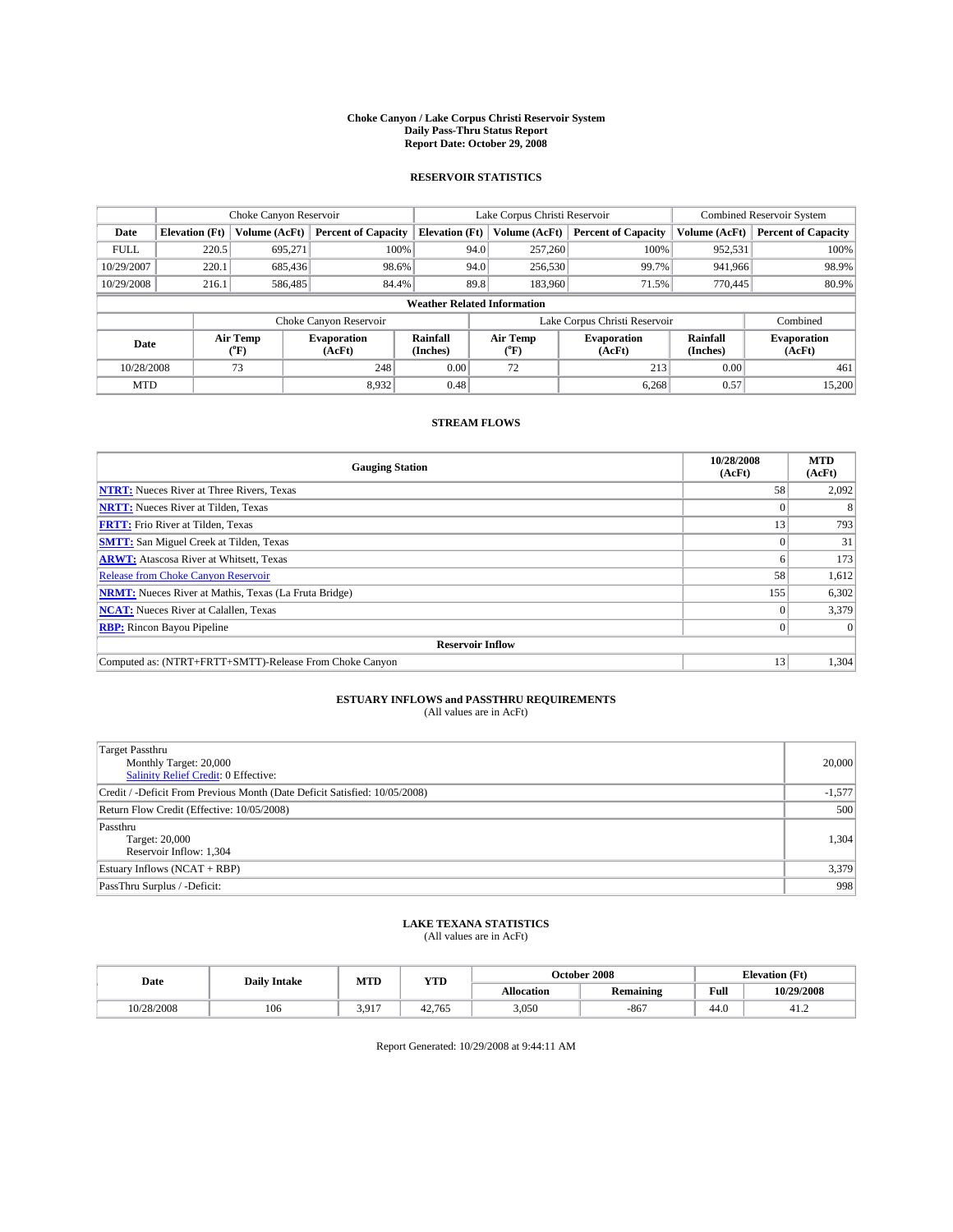# Choke Canyon / Lake Corpus Christi Reservoir System
## Daily Pass-Thru Status Report
### Report Date: October 29, 2008

## RESERVOIR STATISTICS

| | Choke Canyon Reservoir | | | Lake Corpus Christi Reservoir | | | Combined Reservoir System | |
|---|---|---|---|---|---|---|---|---|
| Date | Elevation (Ft) | Volume (AcFt) | Percent of Capacity | Elevation (Ft) | Volume (AcFt) | Percent of Capacity | Volume (AcFt) | Percent of Capacity |
| FULL | 220.5 | 695,271 | 100% | 94.0 | 257,260 | 100% | 952,531 | 100% |
| 10/29/2007 | 220.1 | 685,436 | 98.6% | 94.0 | 256,530 | 99.7% | 941,966 | 98.9% |
| 10/29/2008 | 216.1 | 586,485 | 84.4% | 89.8 | 183,960 | 71.5% | 770,445 | 80.9% |

**Weather Related Information**

| | Choke Canyon Reservoir | | | Lake Corpus Christi Reservoir | | | Combined |
|---|---|---|---|---|---|---|---|
| Date | Air Temp (°F) | Evaporation (AcFt) | Rainfall (Inches) | Air Temp (°F) | Evaporation (AcFt) | Rainfall (Inches) | Evaporation (AcFt) |
| 10/28/2008 | 73 | 248 | 0.00 | 72 | 213 | 0.00 | 461 |
| MTD | | 8,932 | 0.48 | | 6,268 | 0.57 | 15,200 |

## STREAM FLOWS

| Gauging Station | 10/28/2008 (AcFt) | MTD (AcFt) |
|---|---|---|
| **NTRT:** Nueces River at Three Rivers, Texas | 58 | 2,092 |
| **NRTT:** Nueces River at Tilden, Texas | 0 | 8 |
| **FRTT:** Frio River at Tilden, Texas | 13 | 793 |
| **SMTT:** San Miguel Creek at Tilden, Texas | 0 | 31 |
| **ARWT:** Atascosa River at Whitsett, Texas | 6 | 173 |
| Release from Choke Canyon Reservoir | 58 | 1,612 |
| **NRMT:** Nueces River at Mathis, Texas (La Fruta Bridge) | 155 | 6,302 |
| **NCAT:** Nueces River at Calallen, Texas | 0 | 3,379 |
| **RBP:** Rincon Bayou Pipeline | 0 | 0 |
| **Reservoir Inflow** | | |
| Computed as: (NTRT+FRTT+SMTT)-Release From Choke Canyon | 13 | 1,304 |

## ESTUARY INFLOWS and PASSTHRU REQUIREMENTS
(All values are in AcFt)

| | |
|---|---|
| Target Passthru<br>Monthly Target: 20,000<br>Salinity Relief Credit: 0 Effective: | 20,000 |
| Credit / -Deficit From Previous Month (Date Deficit Satisfied: 10/05/2008) | -1,577 |
| Return Flow Credit (Effective: 10/05/2008) | 500 |
| Passthru<br>Target: 20,000<br>Reservoir Inflow: 1,304 | 1,304 |
| Estuary Inflows (NCAT + RBP) | 3,379 |
| PassThru Surplus / -Deficit: | 998 |

## LAKE TEXANA STATISTICS
(All values are in AcFt)

| Date | Daily Intake | MTD | YTD | October 2008 | | Elevation (Ft) | |
|---|---|---|---|---|---|---|---|
| | | | | Allocation | Remaining | Full | 10/29/2008 |
| 10/28/2008 | 106 | 3,917 | 42,765 | 3,050 | -867 | 44.0 | 41.2 |

Report Generated: 10/29/2008 at 9:44:11 AM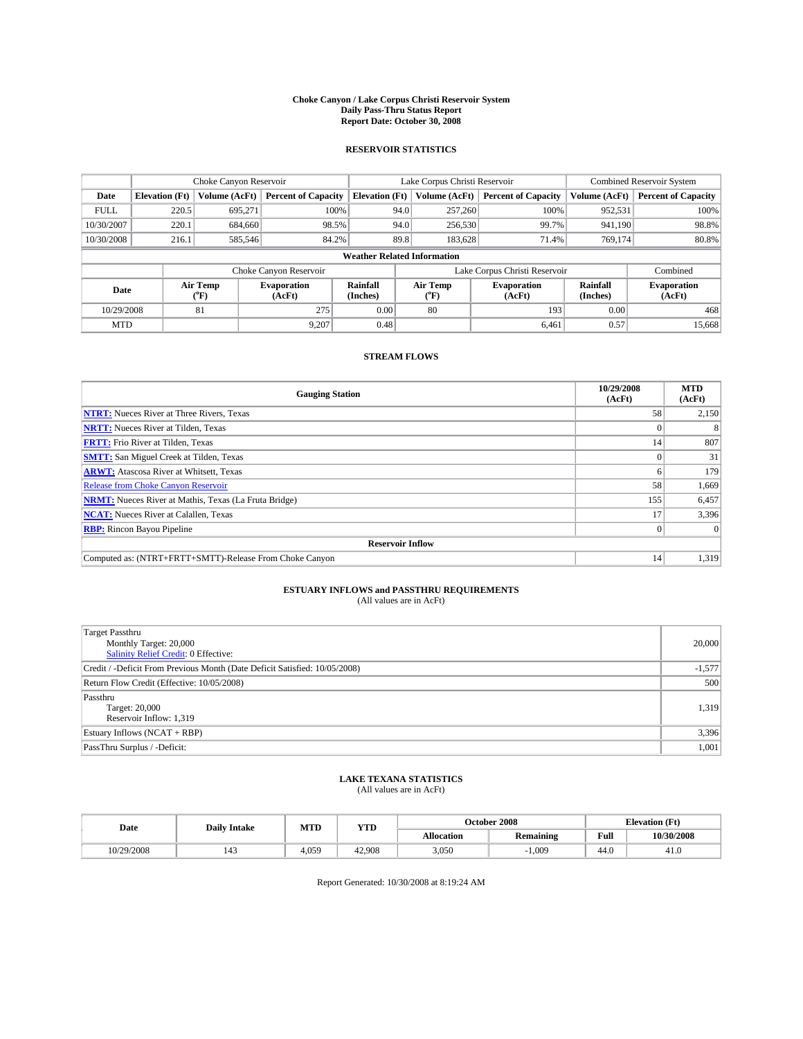# Choke Canyon / Lake Corpus Christi Reservoir System
## Daily Pass-Thru Status Report
## Report Date: October 30, 2008

### RESERVOIR STATISTICS

| | Choke Canyon Reservoir | | | Lake Corpus Christi Reservoir | | | Combined Reservoir System | |
|---|---|---|---|---|---|---|---|---|
| Date | Elevation (Ft) | Volume (AcFt) | Percent of Capacity | Elevation (Ft) | Volume (AcFt) | Percent of Capacity | Volume (AcFt) | Percent of Capacity |
| FULL | 220.5 | 695,271 | 100% | 94.0 | 257,260 | 100% | 952,531 | 100% |
| 10/30/2007 | 220.1 | 684,660 | 98.5% | 94.0 | 256,530 | 99.7% | 941,190 | 98.8% |
| 10/30/2008 | 216.1 | 585,546 | 84.2% | 89.8 | 183,628 | 71.4% | 769,174 | 80.8% |

**Weather Related Information**

| | Choke Canyon Reservoir | | | Lake Corpus Christi Reservoir | | | Combined |
|---|---|---|---|---|---|---|---|
| Date | Air Temp (°F) | Evaporation (AcFt) | Rainfall (Inches) | Air Temp (°F) | Evaporation (AcFt) | Rainfall (Inches) | Evaporation (AcFt) |
| 10/29/2008 | 81 | 275 | 0.00 | 80 | 193 | 0.00 | 468 |
| MTD | | 9,207 | 0.48 | | 6,461 | 0.57 | 15,668 |

### STREAM FLOWS

| Gauging Station | 10/29/2008 (AcFt) | MTD (AcFt) |
|---|---|---|
| NTRT: Nueces River at Three Rivers, Texas | 58 | 2,150 |
| NRTT: Nueces River at Tilden, Texas | 0 | 8 |
| FRTT: Frio River at Tilden, Texas | 14 | 807 |
| SMTT: San Miguel Creek at Tilden, Texas | 0 | 31 |
| ARWT: Atascosa River at Whitsett, Texas | 6 | 179 |
| Release from Choke Canyon Reservoir | 58 | 1,669 |
| NRMT: Nueces River at Mathis, Texas (La Fruta Bridge) | 155 | 6,457 |
| NCAT: Nueces River at Calallen, Texas | 17 | 3,396 |
| RBP: Rincon Bayou Pipeline | 0 | 0 |
| **Reservoir Inflow** | | |
| Computed as: (NTRT+FRTT+SMTT)-Release From Choke Canyon | 14 | 1,319 |

### ESTUARY INFLOWS and PASSTHRU REQUIREMENTS
(All values are in AcFt)

| | |
|---|---|
| Target Passthru<br>Monthly Target: 20,000<br>Salinity Relief Credit: 0 Effective: | 20,000 |
| Credit / -Deficit From Previous Month (Date Deficit Satisfied: 10/05/2008) | -1,577 |
| Return Flow Credit (Effective: 10/05/2008) | 500 |
| Passthru<br>Target: 20,000<br>Reservoir Inflow: 1,319 | 1,319 |
| Estuary Inflows (NCAT + RBP) | 3,396 |
| PassThru Surplus / -Deficit: | 1,001 |

### LAKE TEXANA STATISTICS
(All values are in AcFt)

| Date | Daily Intake | MTD | YTD | October 2008 | | Elevation (Ft) | |
|---|---|---|---|---|---|---|---|
| | | | | Allocation | Remaining | Full | 10/30/2008 |
| 10/29/2008 | 143 | 4,059 | 42,908 | 3,050 | -1,009 | 44.0 | 41.0 |

Report Generated: 10/30/2008 at 8:19:24 AM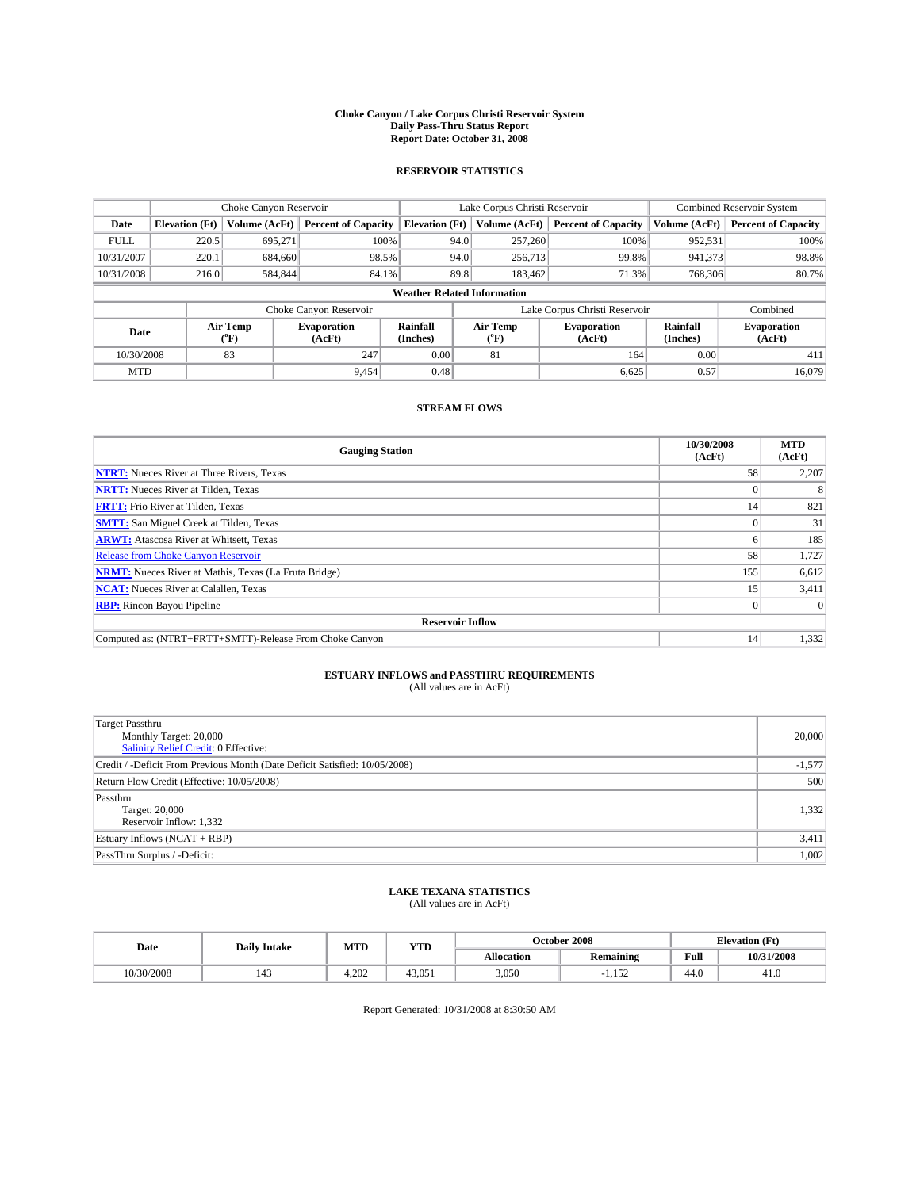# Choke Canyon / Lake Corpus Christi Reservoir System
## Daily Pass-Thru Status Report
## Report Date: October 31, 2008

### RESERVOIR STATISTICS

| | Choke Canyon Reservoir | | | Lake Corpus Christi Reservoir | | | Combined Reservoir System | |
|---|---|---|---|---|---|---|---|---|
| Date | Elevation (Ft) | Volume (AcFt) | Percent of Capacity | Elevation (Ft) | Volume (AcFt) | Percent of Capacity | Volume (AcFt) | Percent of Capacity |
| FULL | 220.5 | 695,271 | 100% | 94.0 | 257,260 | 100% | 952,531 | 100% |
| 10/31/2007 | 220.1 | 684,660 | 98.5% | 94.0 | 256,713 | 99.8% | 941,373 | 98.8% |
| 10/31/2008 | 216.0 | 584,844 | 84.1% | 89.8 | 183,462 | 71.3% | 768,306 | 80.7% |

**Weather Related Information**

| | Choke Canyon Reservoir | | | Lake Corpus Christi Reservoir | | | Combined |
|---|---|---|---|---|---|---|---|
| Date | Air Temp (°F) | Evaporation (AcFt) | Rainfall (Inches) | Air Temp (°F) | Evaporation (AcFt) | Rainfall (Inches) | Evaporation (AcFt) |
| 10/30/2008 | 83 | 247 | 0.00 | 81 | 164 | 0.00 | 411 |
| MTD | | 9,454 | 0.48 | | 6,625 | 0.57 | 16,079 |

### STREAM FLOWS

| Gauging Station | 10/30/2008 (AcFt) | MTD (AcFt) |
|---|---|---|
| NTRT: Nueces River at Three Rivers, Texas | 58 | 2,207 |
| NRTT: Nueces River at Tilden, Texas | 0 | 8 |
| FRTT: Frio River at Tilden, Texas | 14 | 821 |
| SMTT: San Miguel Creek at Tilden, Texas | 0 | 31 |
| ARWT: Atascosa River at Whitsett, Texas | 6 | 185 |
| Release from Choke Canyon Reservoir | 58 | 1,727 |
| NRMT: Nueces River at Mathis, Texas (La Fruta Bridge) | 155 | 6,612 |
| NCAT: Nueces River at Calallen, Texas | 15 | 3,411 |
| RBP: Rincon Bayou Pipeline | 0 | 0 |
| **Reservoir Inflow** | | |
| Computed as: (NTRT+FRTT+SMTT)-Release From Choke Canyon | 14 | 1,332 |

### ESTUARY INFLOWS and PASSTHRU REQUIREMENTS
(All values are in AcFt)

| | |
|---|---|
| Target Passthru<br>Monthly Target: 20,000<br>Salinity Relief Credit: 0 Effective: | 20,000 |
| Credit / -Deficit From Previous Month (Date Deficit Satisfied: 10/05/2008) | -1,577 |
| Return Flow Credit (Effective: 10/05/2008) | 500 |
| Passthru<br>Target: 20,000<br>Reservoir Inflow: 1,332 | 1,332 |
| Estuary Inflows (NCAT + RBP) | 3,411 |
| PassThru Surplus / -Deficit: | 1,002 |

### LAKE TEXANA STATISTICS
(All values are in AcFt)

| Date | Daily Intake | MTD | YTD | October 2008 | | Elevation (Ft) | |
|---|---|---|---|---|---|---|---|
| | | | | Allocation | Remaining | Full | 10/31/2008 |
| 10/30/2008 | 143 | 4,202 | 43,051 | 3,050 | -1,152 | 44.0 | 41.0 |

Report Generated: 10/31/2008 at 8:30:50 AM